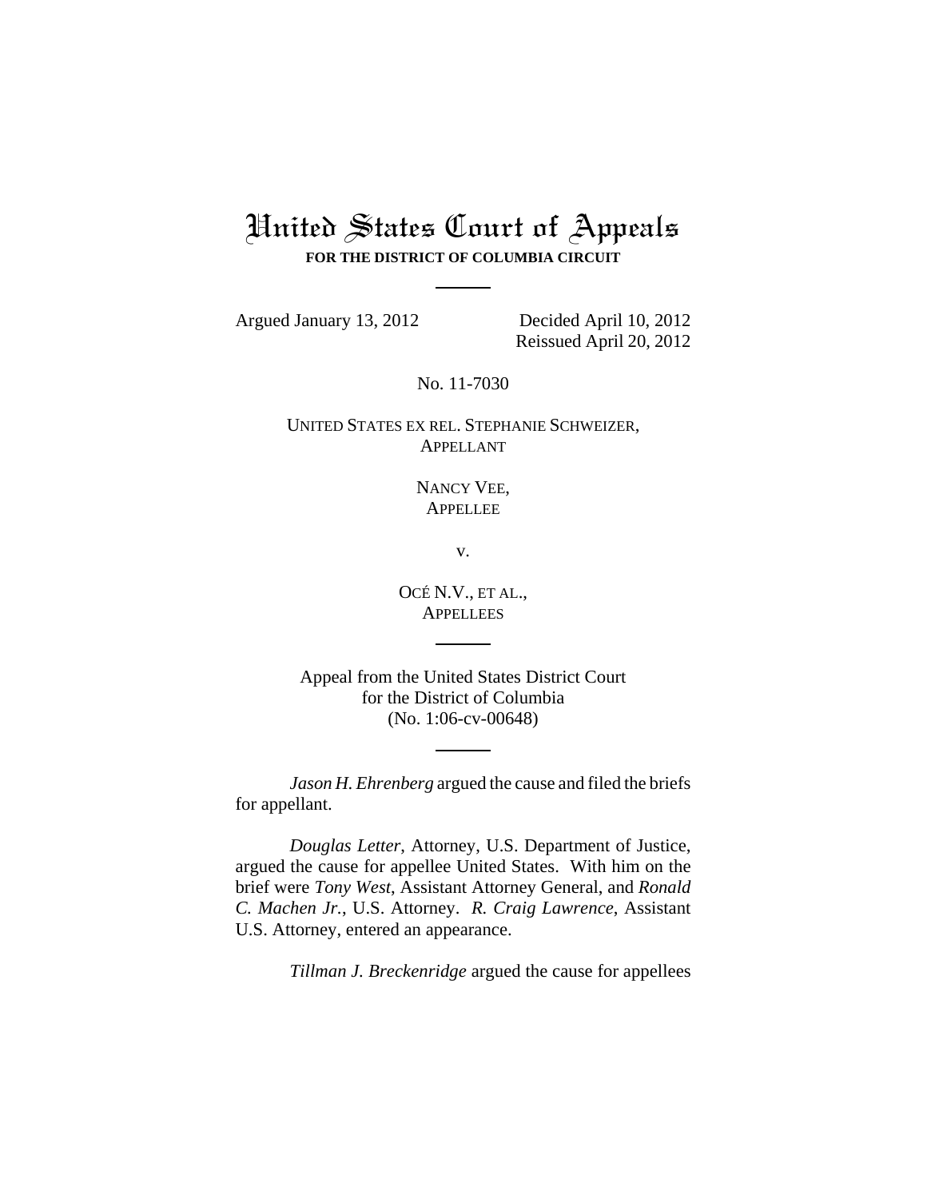# United States Court of Appeals

**FOR THE DISTRICT OF COLUMBIA CIRCUIT**

Argued January 13, 2012

Decided April 10, 2012

Reissued April 20, 2012

No. 11-7030

UNITED STATES EX REL. STEPHANIE SCHWEIZER,
APPELLANT

NANCY VEE,
APPELLEE

v.

OCÉ N.V., ET AL.,
APPELLEES

Appeal from the United States District Court
for the District of Columbia
(No. 1:06-cv-00648)

*Jason H. Ehrenberg* argued the cause and filed the briefs for appellant.

*Douglas Letter*, Attorney, U.S. Department of Justice, argued the cause for appellee United States. With him on the brief were *Tony West*, Assistant Attorney General, and *Ronald C. Machen Jr.*, U.S. Attorney. *R. Craig Lawrence*, Assistant U.S. Attorney, entered an appearance.

*Tillman J. Breckenridge* argued the cause for appellees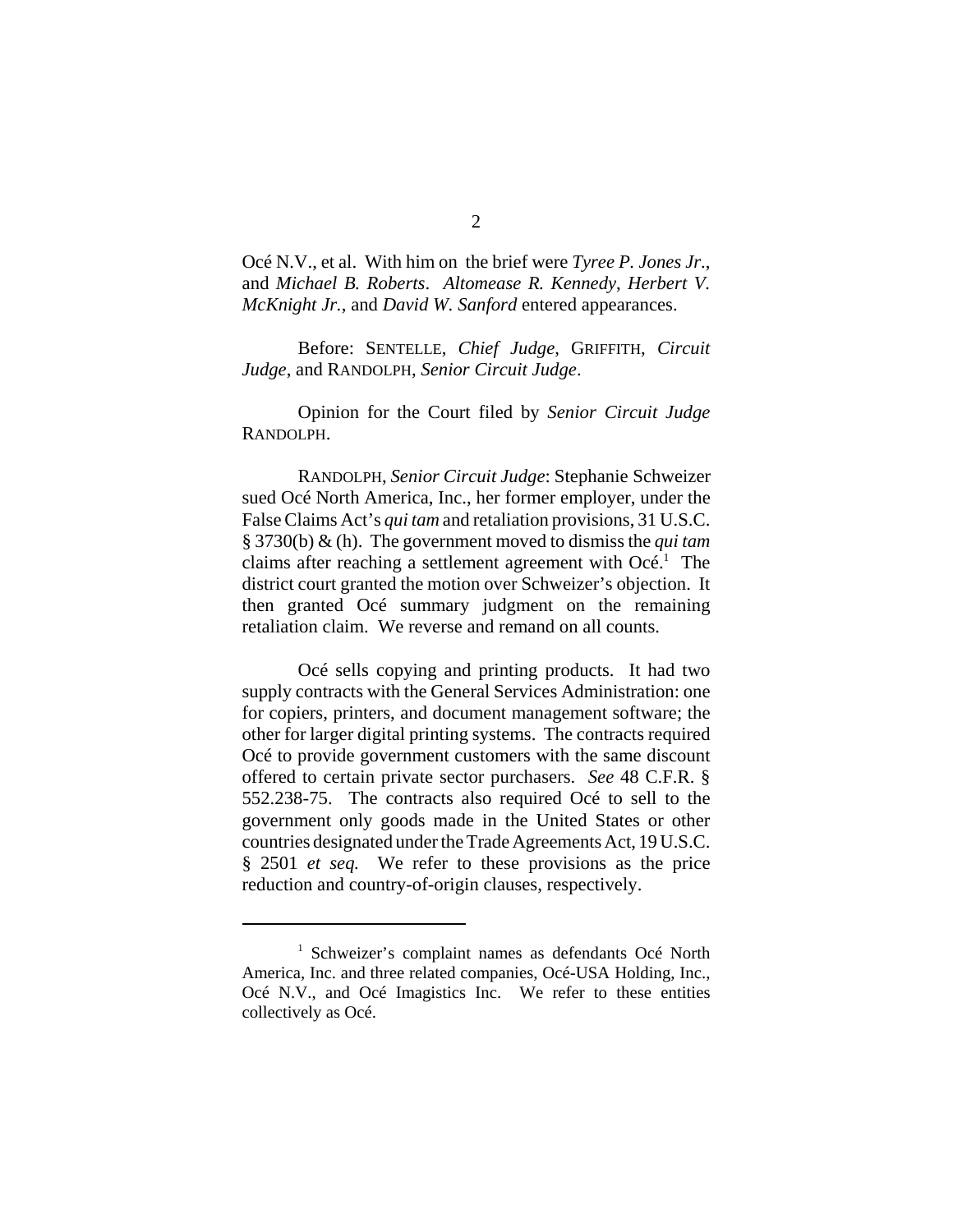Océ N.V., et al. With him on the brief were *Tyree P. Jones Jr.*, and *Michael B. Roberts*. *Altomease R. Kennedy*, *Herbert V. McKnight Jr.*, and *David W. Sanford* entered appearances.

Before: SENTELLE, *Chief Judge*, GRIFFITH, *Circuit Judge*, and RANDOLPH, *Senior Circuit Judge*.

Opinion for the Court filed by *Senior Circuit Judge* RANDOLPH.

RANDOLPH, *Senior Circuit Judge*: Stephanie Schweizer sued Océ North America, Inc., her former employer, under the False Claims Act's *qui tam* and retaliation provisions, 31 U.S.C. § 3730(b) & (h). The government moved to dismiss the *qui tam* claims after reaching a settlement agreement with Océ.[1] The district court granted the motion over Schweizer's objection. It then granted Océ summary judgment on the remaining retaliation claim. We reverse and remand on all counts.

Océ sells copying and printing products. It had two supply contracts with the General Services Administration: one for copiers, printers, and document management software; the other for larger digital printing systems. The contracts required Océ to provide government customers with the same discount offered to certain private sector purchasers. *See* 48 C.F.R. § 552.238-75. The contracts also required Océ to sell to the government only goods made in the United States or other countries designated under the Trade Agreements Act, 19 U.S.C. § 2501 *et seq.* We refer to these provisions as the price reduction and country-of-origin clauses, respectively.

---

[1] Schweizer's complaint names as defendants Océ North America, Inc. and three related companies, Océ-USA Holding, Inc., Océ N.V., and Océ Imagistics Inc. We refer to these entities collectively as Océ.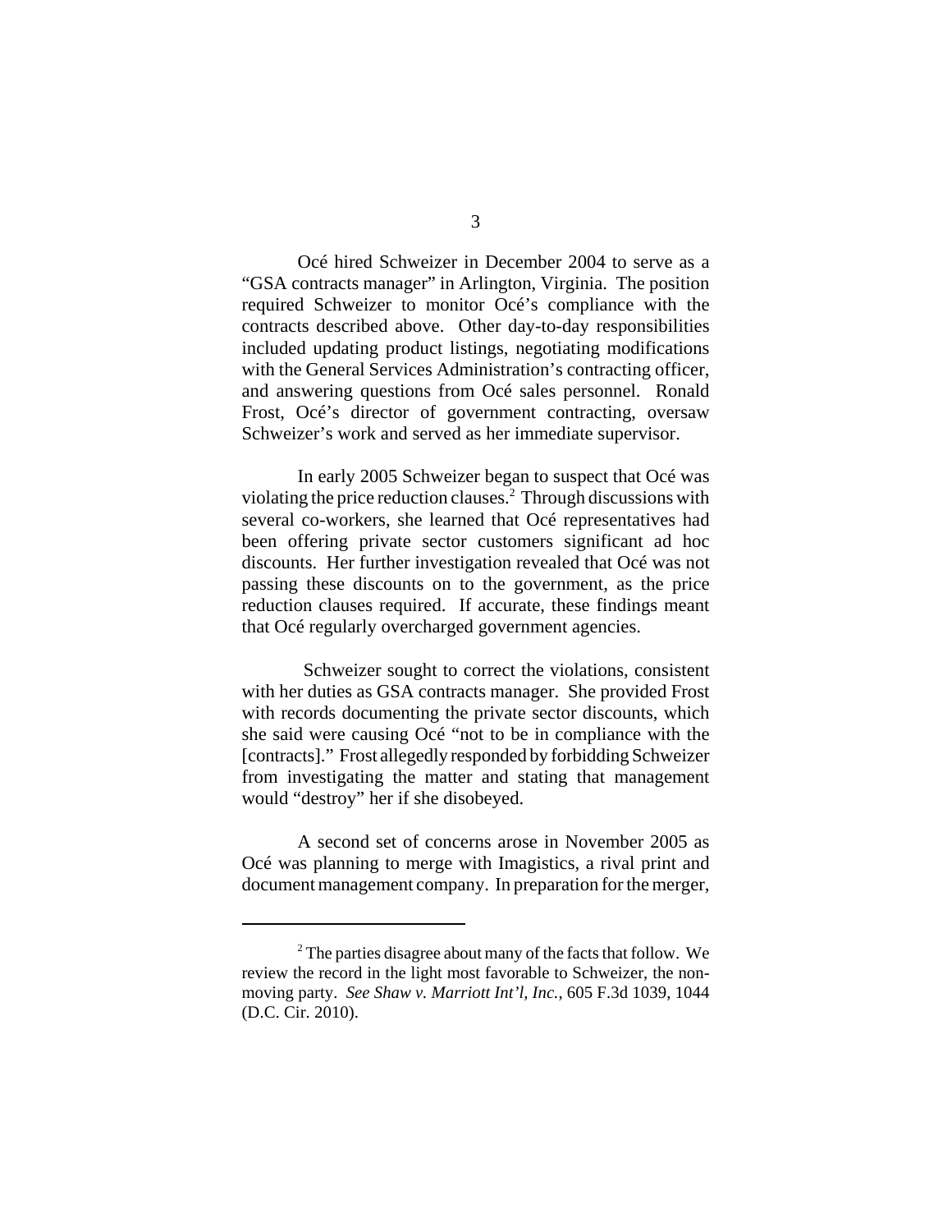Océ hired Schweizer in December 2004 to serve as a "GSA contracts manager" in Arlington, Virginia. The position required Schweizer to monitor Océ's compliance with the contracts described above. Other day-to-day responsibilities included updating product listings, negotiating modifications with the General Services Administration's contracting officer, and answering questions from Océ sales personnel. Ronald Frost, Océ's director of government contracting, oversaw Schweizer's work and served as her immediate supervisor.

In early 2005 Schweizer began to suspect that Océ was violating the price reduction clauses.[2] Through discussions with several co-workers, she learned that Océ representatives had been offering private sector customers significant ad hoc discounts. Her further investigation revealed that Océ was not passing these discounts on to the government, as the price reduction clauses required. If accurate, these findings meant that Océ regularly overcharged government agencies.

Schweizer sought to correct the violations, consistent with her duties as GSA contracts manager. She provided Frost with records documenting the private sector discounts, which she said were causing Océ "not to be in compliance with the [contracts]." Frost allegedly responded by forbidding Schweizer from investigating the matter and stating that management would "destroy" her if she disobeyed.

A second set of concerns arose in November 2005 as Océ was planning to merge with Imagistics, a rival print and document management company. In preparation for the merger,

[2] The parties disagree about many of the facts that follow. We review the record in the light most favorable to Schweizer, the non-moving party. *See Shaw v. Marriott Int'l, Inc.*, 605 F.3d 1039, 1044 (D.C. Cir. 2010).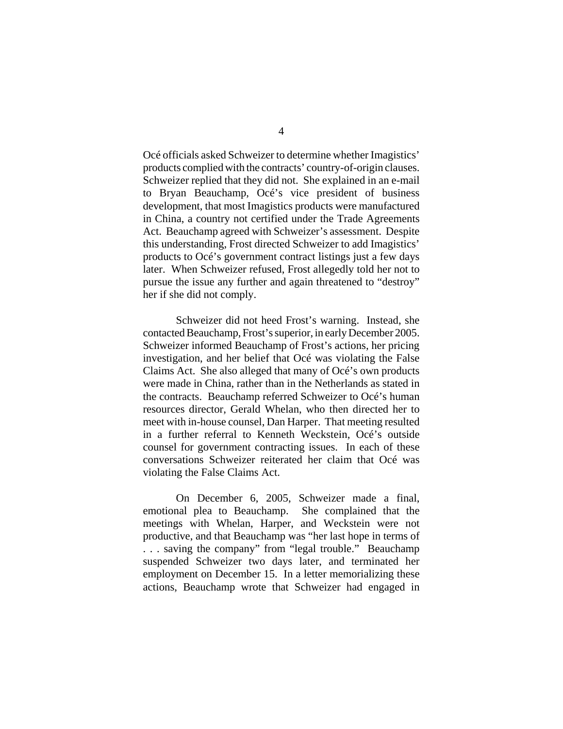Océ officials asked Schweizer to determine whether Imagistics' products complied with the contracts' country-of-origin clauses. Schweizer replied that they did not. She explained in an e-mail to Bryan Beauchamp, Océ's vice president of business development, that most Imagistics products were manufactured in China, a country not certified under the Trade Agreements Act. Beauchamp agreed with Schweizer's assessment. Despite this understanding, Frost directed Schweizer to add Imagistics' products to Océ's government contract listings just a few days later. When Schweizer refused, Frost allegedly told her not to pursue the issue any further and again threatened to "destroy" her if she did not comply.

Schweizer did not heed Frost's warning. Instead, she contacted Beauchamp, Frost's superior, in early December 2005. Schweizer informed Beauchamp of Frost's actions, her pricing investigation, and her belief that Océ was violating the False Claims Act. She also alleged that many of Océ's own products were made in China, rather than in the Netherlands as stated in the contracts. Beauchamp referred Schweizer to Océ's human resources director, Gerald Whelan, who then directed her to meet with in-house counsel, Dan Harper. That meeting resulted in a further referral to Kenneth Weckstein, Océ's outside counsel for government contracting issues. In each of these conversations Schweizer reiterated her claim that Océ was violating the False Claims Act.

On December 6, 2005, Schweizer made a final, emotional plea to Beauchamp. She complained that the meetings with Whelan, Harper, and Weckstein were not productive, and that Beauchamp was "her last hope in terms of . . . saving the company" from "legal trouble." Beauchamp suspended Schweizer two days later, and terminated her employment on December 15. In a letter memorializing these actions, Beauchamp wrote that Schweizer had engaged in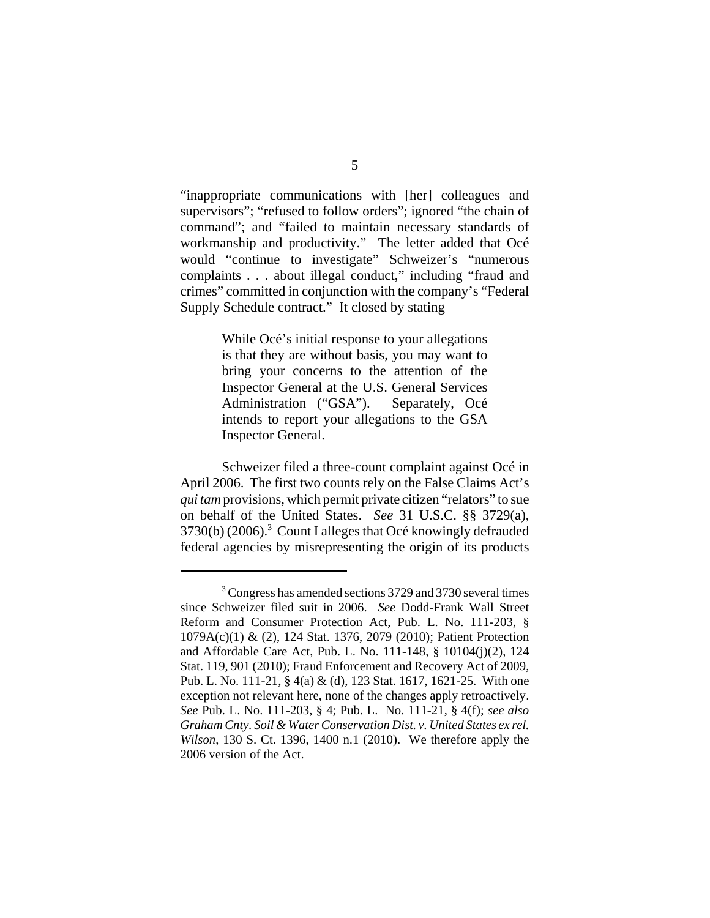"inappropriate communications with [her] colleagues and supervisors"; "refused to follow orders"; ignored "the chain of command"; and "failed to maintain necessary standards of workmanship and productivity." The letter added that Océ would "continue to investigate" Schweizer's "numerous complaints . . . about illegal conduct," including "fraud and crimes" committed in conjunction with the company's "Federal Supply Schedule contract." It closed by stating

> While Océ's initial response to your allegations is that they are without basis, you may want to bring your concerns to the attention of the Inspector General at the U.S. General Services Administration ("GSA"). Separately, Océ intends to report your allegations to the GSA Inspector General.

Schweizer filed a three-count complaint against Océ in April 2006. The first two counts rely on the False Claims Act's *qui tam* provisions, which permit private citizen "relators" to sue on behalf of the United States. *See* 31 U.S.C. §§ 3729(a), 3730(b) (2006).[3] Count I alleges that Océ knowingly defrauded federal agencies by misrepresenting the origin of its products

---

[3] Congress has amended sections 3729 and 3730 several times since Schweizer filed suit in 2006. *See* Dodd-Frank Wall Street Reform and Consumer Protection Act, Pub. L. No. 111-203, § 1079A(c)(1) & (2), 124 Stat. 1376, 2079 (2010); Patient Protection and Affordable Care Act, Pub. L. No. 111-148, § 10104(j)(2), 124 Stat. 119, 901 (2010); Fraud Enforcement and Recovery Act of 2009, Pub. L. No. 111-21, § 4(a) & (d), 123 Stat. 1617, 1621-25. With one exception not relevant here, none of the changes apply retroactively. *See* Pub. L. No. 111-203, § 4; Pub. L. No. 111-21, § 4(f); *see also Graham Cnty. Soil & Water Conservation Dist. v. United States ex rel. Wilson*, 130 S. Ct. 1396, 1400 n.1 (2010). We therefore apply the 2006 version of the Act.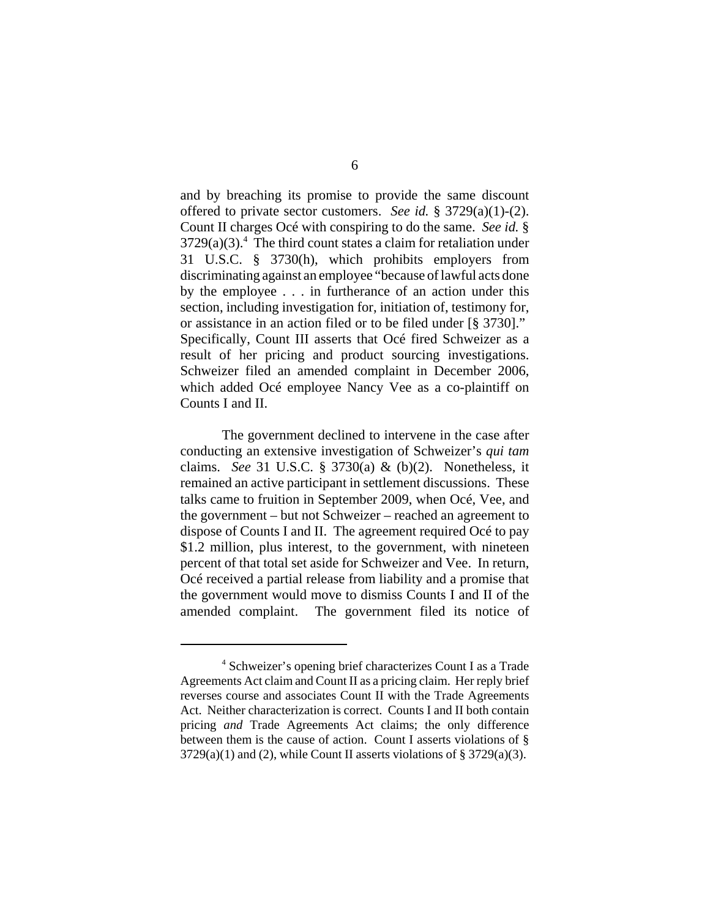and by breaching its promise to provide the same discount offered to private sector customers. *See id.* § 3729(a)(1)-(2). Count II charges Océ with conspiring to do the same. *See id.* § 3729(a)(3).[4] The third count states a claim for retaliation under 31 U.S.C. § 3730(h), which prohibits employers from discriminating against an employee "because of lawful acts done by the employee . . . in furtherance of an action under this section, including investigation for, initiation of, testimony for, or assistance in an action filed or to be filed under [§ 3730]." Specifically, Count III asserts that Océ fired Schweizer as a result of her pricing and product sourcing investigations. Schweizer filed an amended complaint in December 2006, which added Océ employee Nancy Vee as a co-plaintiff on Counts I and II.

The government declined to intervene in the case after conducting an extensive investigation of Schweizer's *qui tam* claims. *See* 31 U.S.C. § 3730(a) & (b)(2). Nonetheless, it remained an active participant in settlement discussions. These talks came to fruition in September 2009, when Océ, Vee, and the government – but not Schweizer – reached an agreement to dispose of Counts I and II. The agreement required Océ to pay \$1.2 million, plus interest, to the government, with nineteen percent of that total set aside for Schweizer and Vee. In return, Océ received a partial release from liability and a promise that the government would move to dismiss Counts I and II of the amended complaint. The government filed its notice of

---

[4] Schweizer's opening brief characterizes Count I as a Trade Agreements Act claim and Count II as a pricing claim. Her reply brief reverses course and associates Count II with the Trade Agreements Act. Neither characterization is correct. Counts I and II both contain pricing *and* Trade Agreements Act claims; the only difference between them is the cause of action. Count I asserts violations of § 3729(a)(1) and (2), while Count II asserts violations of § 3729(a)(3).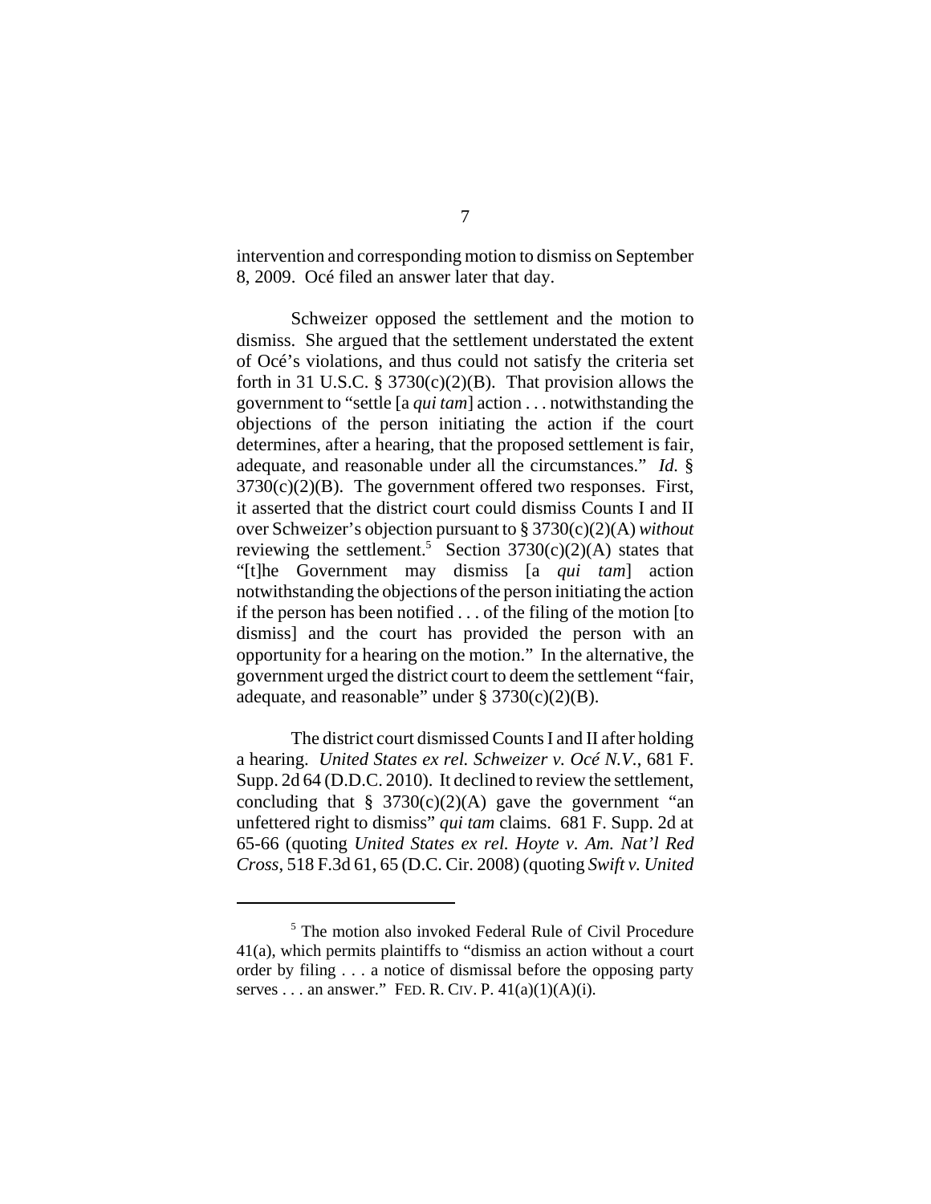intervention and corresponding motion to dismiss on September 8, 2009. Océ filed an answer later that day.

Schweizer opposed the settlement and the motion to dismiss. She argued that the settlement understated the extent of Océ's violations, and thus could not satisfy the criteria set forth in 31 U.S.C. § 3730(c)(2)(B). That provision allows the government to "settle [a *qui tam*] action . . . notwithstanding the objections of the person initiating the action if the court determines, after a hearing, that the proposed settlement is fair, adequate, and reasonable under all the circumstances." *Id.* § 3730(c)(2)(B). The government offered two responses. First, it asserted that the district court could dismiss Counts I and II over Schweizer's objection pursuant to § 3730(c)(2)(A) *without* reviewing the settlement.[5] Section 3730(c)(2)(A) states that "[t]he Government may dismiss [a *qui tam*] action notwithstanding the objections of the person initiating the action if the person has been notified . . . of the filing of the motion [to dismiss] and the court has provided the person with an opportunity for a hearing on the motion." In the alternative, the government urged the district court to deem the settlement "fair, adequate, and reasonable" under § 3730(c)(2)(B).

The district court dismissed Counts I and II after holding a hearing. *United States ex rel. Schweizer v. Océ N.V.*, 681 F. Supp. 2d 64 (D.D.C. 2010). It declined to review the settlement, concluding that § 3730(c)(2)(A) gave the government "an unfettered right to dismiss" *qui tam* claims. 681 F. Supp. 2d at 65-66 (quoting *United States ex rel. Hoyte v. Am. Nat'l Red Cross*, 518 F.3d 61, 65 (D.C. Cir. 2008) (quoting *Swift v. United*

[5] The motion also invoked Federal Rule of Civil Procedure 41(a), which permits plaintiffs to "dismiss an action without a court order by filing . . . a notice of dismissal before the opposing party serves . . . an answer." FED. R. CIV. P. 41(a)(1)(A)(i).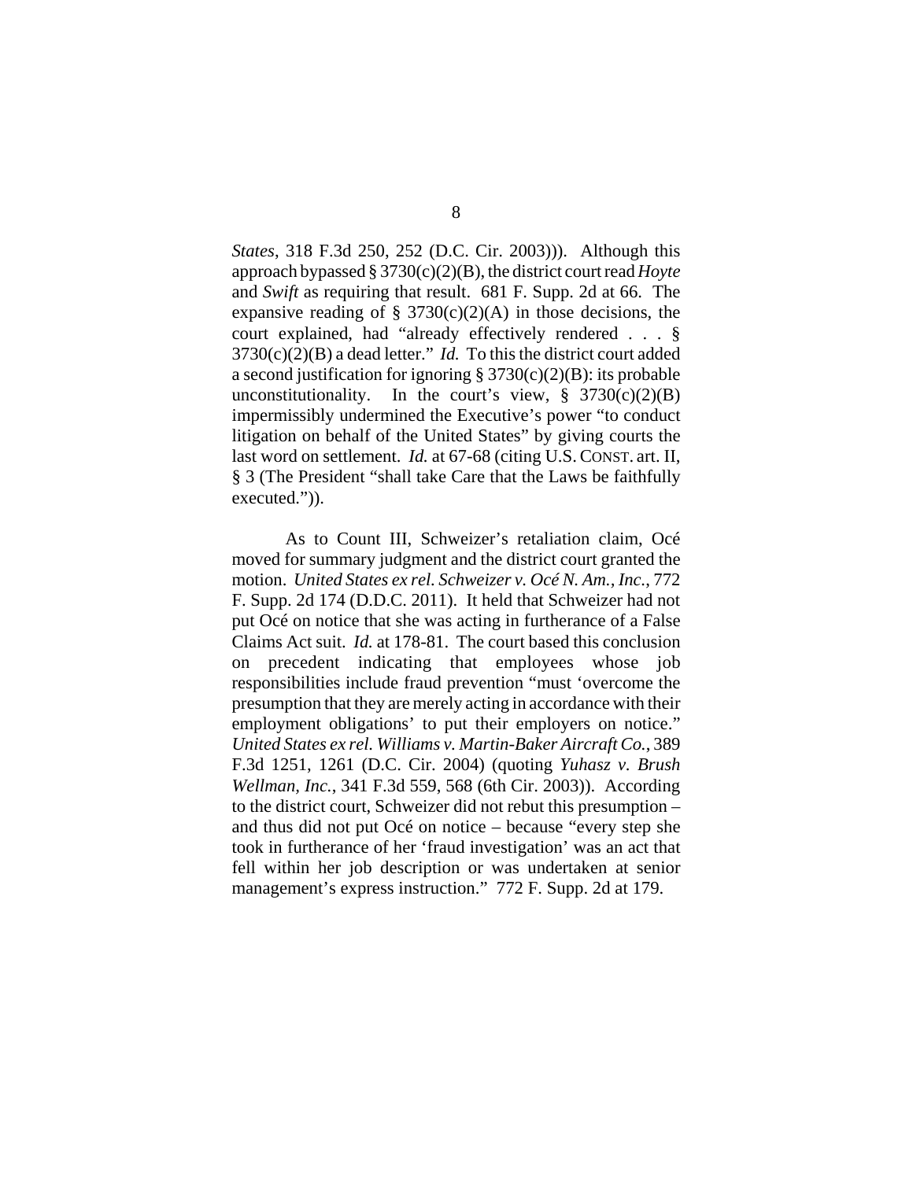*States*, 318 F.3d 250, 252 (D.C. Cir. 2003))). Although this approach bypassed § 3730(c)(2)(B), the district court read *Hoyte* and *Swift* as requiring that result. 681 F. Supp. 2d at 66. The expansive reading of § 3730(c)(2)(A) in those decisions, the court explained, had "already effectively rendered . . . § 3730(c)(2)(B) a dead letter." *Id.* To this the district court added a second justification for ignoring § 3730(c)(2)(B): its probable unconstitutionality. In the court's view, § 3730(c)(2)(B) impermissibly undermined the Executive's power "to conduct litigation on behalf of the United States" by giving courts the last word on settlement. *Id.* at 67-68 (citing U.S. CONST. art. II, § 3 (The President "shall take Care that the Laws be faithfully executed.")).

As to Count III, Schweizer's retaliation claim, Océ moved for summary judgment and the district court granted the motion. *United States ex rel. Schweizer v. Océ N. Am., Inc.*, 772 F. Supp. 2d 174 (D.D.C. 2011). It held that Schweizer had not put Océ on notice that she was acting in furtherance of a False Claims Act suit. *Id.* at 178-81. The court based this conclusion on precedent indicating that employees whose job responsibilities include fraud prevention "must 'overcome the presumption that they are merely acting in accordance with their employment obligations' to put their employers on notice." *United States ex rel. Williams v. Martin-Baker Aircraft Co.*, 389 F.3d 1251, 1261 (D.C. Cir. 2004) (quoting *Yuhasz v. Brush Wellman, Inc.*, 341 F.3d 559, 568 (6th Cir. 2003)). According to the district court, Schweizer did not rebut this presumption – and thus did not put Océ on notice – because "every step she took in furtherance of her 'fraud investigation' was an act that fell within her job description or was undertaken at senior management's express instruction." 772 F. Supp. 2d at 179.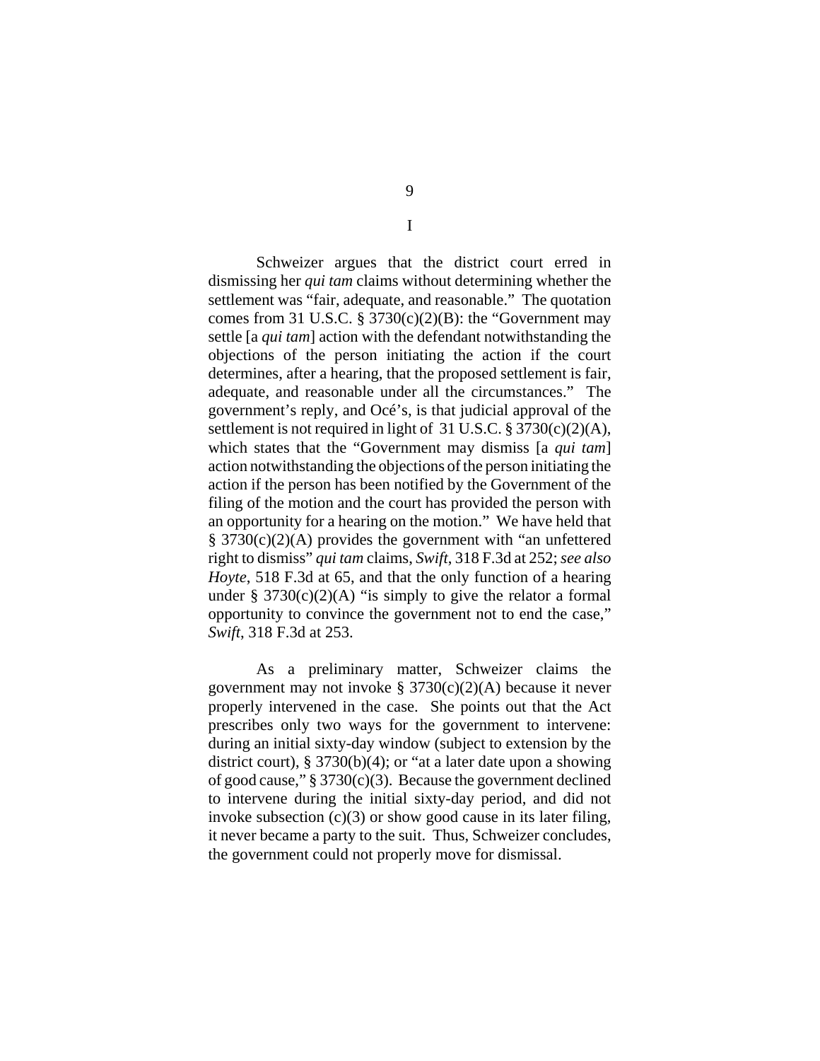# I

Schweizer argues that the district court erred in dismissing her *qui tam* claims without determining whether the settlement was "fair, adequate, and reasonable." The quotation comes from 31 U.S.C. § 3730(c)(2)(B): the "Government may settle [a *qui tam*] action with the defendant notwithstanding the objections of the person initiating the action if the court determines, after a hearing, that the proposed settlement is fair, adequate, and reasonable under all the circumstances." The government's reply, and Océ's, is that judicial approval of the settlement is not required in light of 31 U.S.C. § 3730(c)(2)(A), which states that the "Government may dismiss [a *qui tam*] action notwithstanding the objections of the person initiating the action if the person has been notified by the Government of the filing of the motion and the court has provided the person with an opportunity for a hearing on the motion." We have held that § 3730(c)(2)(A) provides the government with "an unfettered right to dismiss" *qui tam* claims, *Swift*, 318 F.3d at 252; *see also Hoyte*, 518 F.3d at 65, and that the only function of a hearing under § 3730(c)(2)(A) "is simply to give the relator a formal opportunity to convince the government not to end the case," *Swift*, 318 F.3d at 253.

As a preliminary matter, Schweizer claims the government may not invoke § 3730(c)(2)(A) because it never properly intervened in the case. She points out that the Act prescribes only two ways for the government to intervene: during an initial sixty-day window (subject to extension by the district court), § 3730(b)(4); or "at a later date upon a showing of good cause," § 3730(c)(3). Because the government declined to intervene during the initial sixty-day period, and did not invoke subsection (c)(3) or show good cause in its later filing, it never became a party to the suit. Thus, Schweizer concludes, the government could not properly move for dismissal.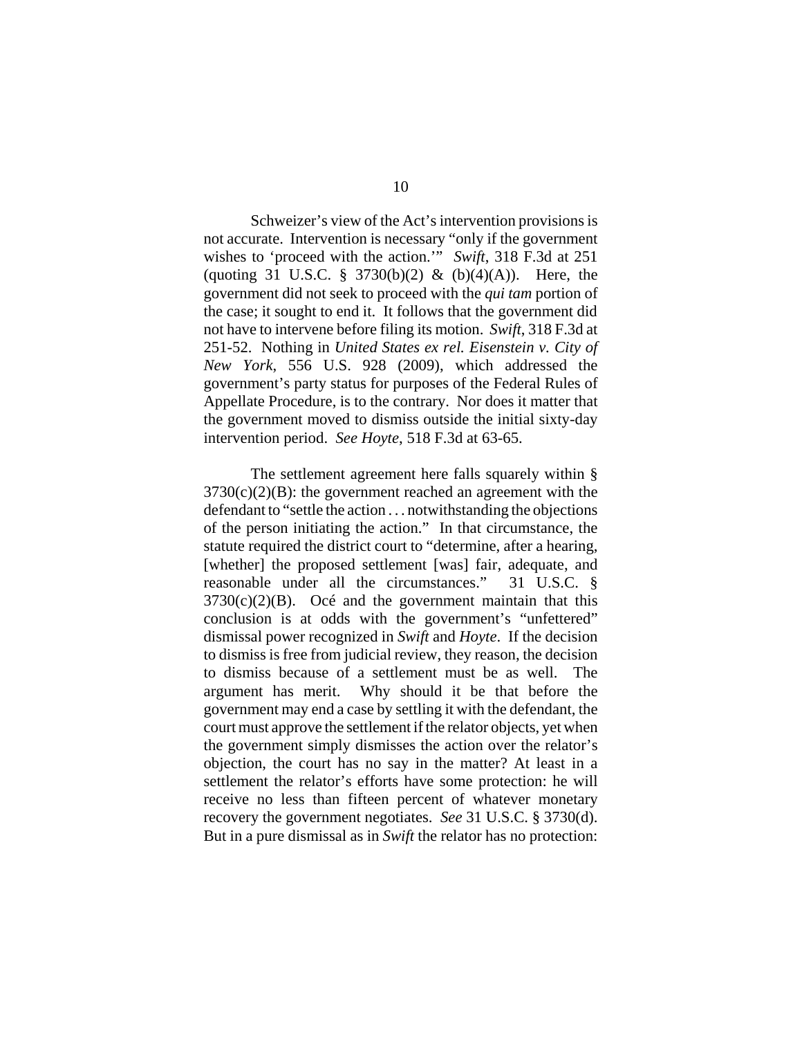Schweizer's view of the Act's intervention provisions is not accurate. Intervention is necessary "only if the government wishes to 'proceed with the action.'" *Swift*, 318 F.3d at 251 (quoting 31 U.S.C. § 3730(b)(2) & (b)(4)(A)). Here, the government did not seek to proceed with the *qui tam* portion of the case; it sought to end it. It follows that the government did not have to intervene before filing its motion. *Swift*, 318 F.3d at 251-52. Nothing in *United States ex rel. Eisenstein v. City of New York*, 556 U.S. 928 (2009), which addressed the government's party status for purposes of the Federal Rules of Appellate Procedure, is to the contrary. Nor does it matter that the government moved to dismiss outside the initial sixty-day intervention period. *See Hoyte*, 518 F.3d at 63-65.

The settlement agreement here falls squarely within § 3730(c)(2)(B): the government reached an agreement with the defendant to "settle the action . . . notwithstanding the objections of the person initiating the action." In that circumstance, the statute required the district court to "determine, after a hearing, [whether] the proposed settlement [was] fair, adequate, and reasonable under all the circumstances." 31 U.S.C. § 3730(c)(2)(B). Océ and the government maintain that this conclusion is at odds with the government's "unfettered" dismissal power recognized in *Swift* and *Hoyte*. If the decision to dismiss is free from judicial review, they reason, the decision to dismiss because of a settlement must be as well. The argument has merit. Why should it be that before the government may end a case by settling it with the defendant, the court must approve the settlement if the relator objects, yet when the government simply dismisses the action over the relator's objection, the court has no say in the matter? At least in a settlement the relator's efforts have some protection: he will receive no less than fifteen percent of whatever monetary recovery the government negotiates. *See* 31 U.S.C. § 3730(d). But in a pure dismissal as in *Swift* the relator has no protection: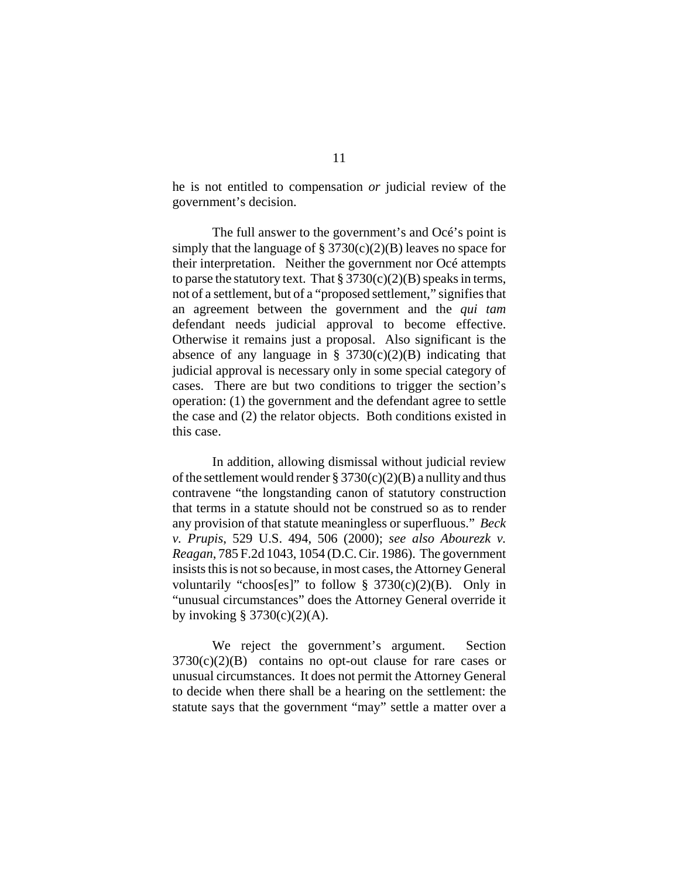he is not entitled to compensation *or* judicial review of the government's decision.

The full answer to the government's and Océ's point is simply that the language of § 3730(c)(2)(B) leaves no space for their interpretation. Neither the government nor Océ attempts to parse the statutory text. That § 3730(c)(2)(B) speaks in terms, not of a settlement, but of a "proposed settlement," signifies that an agreement between the government and the *qui tam* defendant needs judicial approval to become effective. Otherwise it remains just a proposal. Also significant is the absence of any language in § 3730(c)(2)(B) indicating that judicial approval is necessary only in some special category of cases. There are but two conditions to trigger the section's operation: (1) the government and the defendant agree to settle the case and (2) the relator objects. Both conditions existed in this case.

In addition, allowing dismissal without judicial review of the settlement would render § 3730(c)(2)(B) a nullity and thus contravene "the longstanding canon of statutory construction that terms in a statute should not be construed so as to render any provision of that statute meaningless or superfluous." *Beck v. Prupis*, 529 U.S. 494, 506 (2000); *see also Abourezk v. Reagan*, 785 F.2d 1043, 1054 (D.C. Cir. 1986). The government insists this is not so because, in most cases, the Attorney General voluntarily "choos[es]" to follow § 3730(c)(2)(B). Only in "unusual circumstances" does the Attorney General override it by invoking § 3730(c)(2)(A).

We reject the government's argument. Section 3730(c)(2)(B) contains no opt-out clause for rare cases or unusual circumstances. It does not permit the Attorney General to decide when there shall be a hearing on the settlement: the statute says that the government "may" settle a matter over a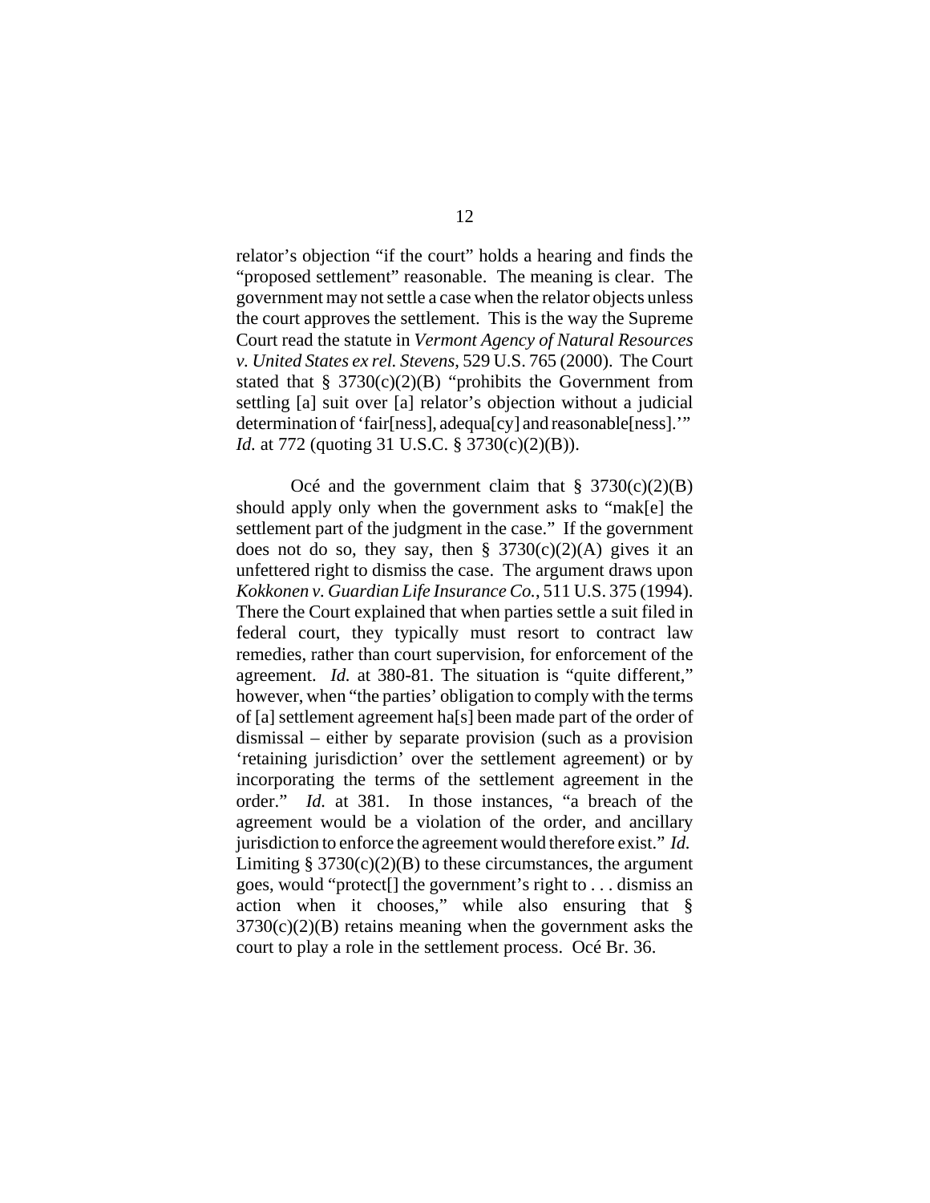relator's objection "if the court" holds a hearing and finds the "proposed settlement" reasonable. The meaning is clear. The government may not settle a case when the relator objects unless the court approves the settlement. This is the way the Supreme Court read the statute in *Vermont Agency of Natural Resources v. United States ex rel. Stevens*, 529 U.S. 765 (2000). The Court stated that § 3730(c)(2)(B) "prohibits the Government from settling [a] suit over [a] relator's objection without a judicial determination of 'fair[ness], adequa[cy] and reasonable[ness].'" *Id.* at 772 (quoting 31 U.S.C. § 3730(c)(2)(B)).

Océ and the government claim that § 3730(c)(2)(B) should apply only when the government asks to "mak[e] the settlement part of the judgment in the case." If the government does not do so, they say, then § 3730(c)(2)(A) gives it an unfettered right to dismiss the case. The argument draws upon *Kokkonen v. Guardian Life Insurance Co.*, 511 U.S. 375 (1994). There the Court explained that when parties settle a suit filed in federal court, they typically must resort to contract law remedies, rather than court supervision, for enforcement of the agreement. *Id.* at 380-81. The situation is "quite different," however, when "the parties' obligation to comply with the terms of [a] settlement agreement ha[s] been made part of the order of dismissal – either by separate provision (such as a provision 'retaining jurisdiction' over the settlement agreement) or by incorporating the terms of the settlement agreement in the order." *Id.* at 381. In those instances, "a breach of the agreement would be a violation of the order, and ancillary jurisdiction to enforce the agreement would therefore exist." *Id.* Limiting § 3730(c)(2)(B) to these circumstances, the argument goes, would "protect[] the government's right to . . . dismiss an action when it chooses," while also ensuring that § 3730(c)(2)(B) retains meaning when the government asks the court to play a role in the settlement process. Océ Br. 36.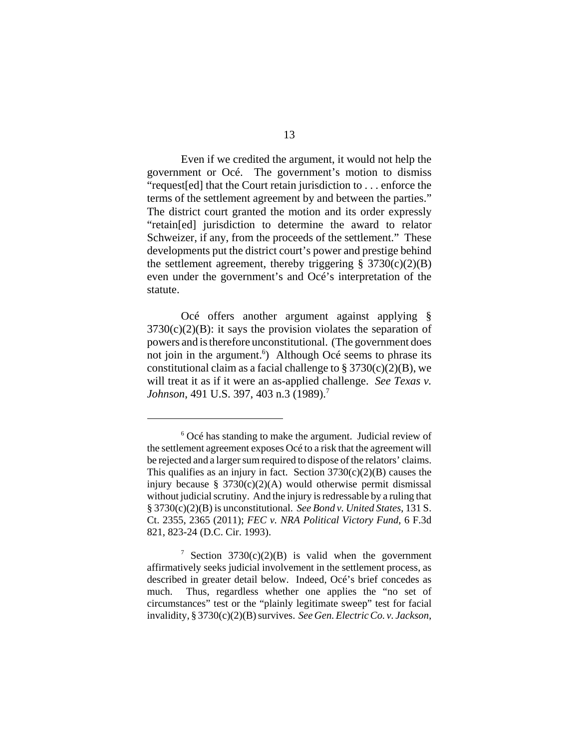Even if we credited the argument, it would not help the government or Océ. The government's motion to dismiss "request[ed] that the Court retain jurisdiction to . . . enforce the terms of the settlement agreement by and between the parties." The district court granted the motion and its order expressly "retain[ed] jurisdiction to determine the award to relator Schweizer, if any, from the proceeds of the settlement." These developments put the district court's power and prestige behind the settlement agreement, thereby triggering § 3730(c)(2)(B) even under the government's and Océ's interpretation of the statute.

Océ offers another argument against applying § 3730(c)(2)(B): it says the provision violates the separation of powers and is therefore unconstitutional. (The government does not join in the argument.[6]) Although Océ seems to phrase its constitutional claim as a facial challenge to § 3730(c)(2)(B), we will treat it as if it were an as-applied challenge. *See Texas v. Johnson*, 491 U.S. 397, 403 n.3 (1989).[7]

---

[6] Océ has standing to make the argument. Judicial review of the settlement agreement exposes Océ to a risk that the agreement will be rejected and a larger sum required to dispose of the relators' claims. This qualifies as an injury in fact. Section 3730(c)(2)(B) causes the injury because § 3730(c)(2)(A) would otherwise permit dismissal without judicial scrutiny. And the injury is redressable by a ruling that § 3730(c)(2)(B) is unconstitutional. *See Bond v. United States*, 131 S. Ct. 2355, 2365 (2011); *FEC v. NRA Political Victory Fund*, 6 F.3d 821, 823-24 (D.C. Cir. 1993).

[7] Section 3730(c)(2)(B) is valid when the government affirmatively seeks judicial involvement in the settlement process, as described in greater detail below. Indeed, Océ's brief concedes as much. Thus, regardless whether one applies the "no set of circumstances" test or the "plainly legitimate sweep" test for facial invalidity, § 3730(c)(2)(B) survives. *See Gen. Electric Co. v. Jackson*,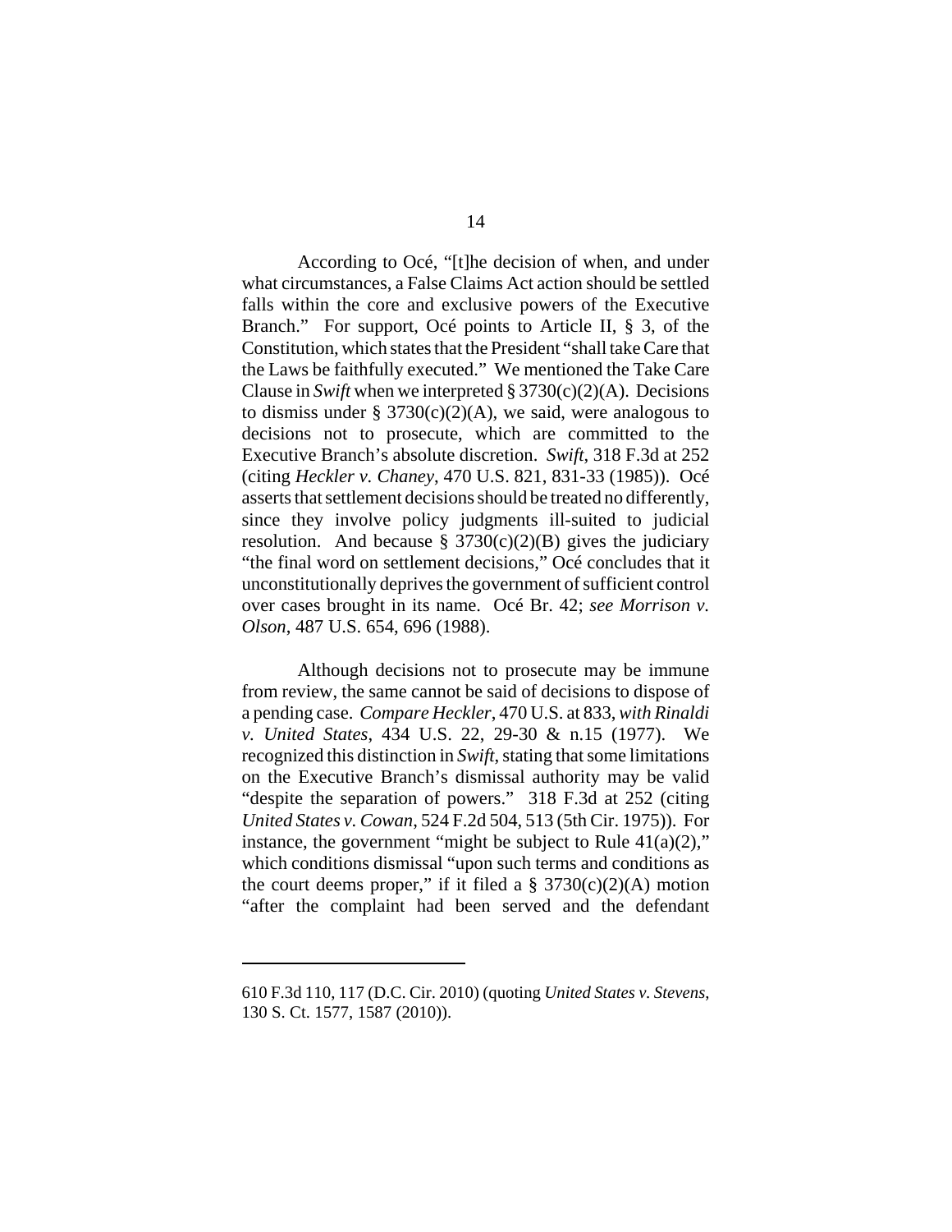According to Océ, "[t]he decision of when, and under what circumstances, a False Claims Act action should be settled falls within the core and exclusive powers of the Executive Branch." For support, Océ points to Article II, § 3, of the Constitution, which states that the President "shall take Care that the Laws be faithfully executed." We mentioned the Take Care Clause in *Swift* when we interpreted § 3730(c)(2)(A). Decisions to dismiss under § 3730(c)(2)(A), we said, were analogous to decisions not to prosecute, which are committed to the Executive Branch's absolute discretion. *Swift*, 318 F.3d at 252 (citing *Heckler v. Chaney*, 470 U.S. 821, 831-33 (1985)). Océ asserts that settlement decisions should be treated no differently, since they involve policy judgments ill-suited to judicial resolution. And because § 3730(c)(2)(B) gives the judiciary "the final word on settlement decisions," Océ concludes that it unconstitutionally deprives the government of sufficient control over cases brought in its name. Océ Br. 42; *see Morrison v. Olson*, 487 U.S. 654, 696 (1988).

Although decisions not to prosecute may be immune from review, the same cannot be said of decisions to dispose of a pending case. *Compare Heckler*, 470 U.S. at 833, *with Rinaldi v. United States*, 434 U.S. 22, 29-30 & n.15 (1977). We recognized this distinction in *Swift*, stating that some limitations on the Executive Branch's dismissal authority may be valid "despite the separation of powers." 318 F.3d at 252 (citing *United States v. Cowan*, 524 F.2d 504, 513 (5th Cir. 1975)). For instance, the government "might be subject to Rule 41(a)(2)," which conditions dismissal "upon such terms and conditions as the court deems proper," if it filed a § 3730(c)(2)(A) motion "after the complaint had been served and the defendant

---

610 F.3d 110, 117 (D.C. Cir. 2010) (quoting *United States v. Stevens*, 130 S. Ct. 1577, 1587 (2010)).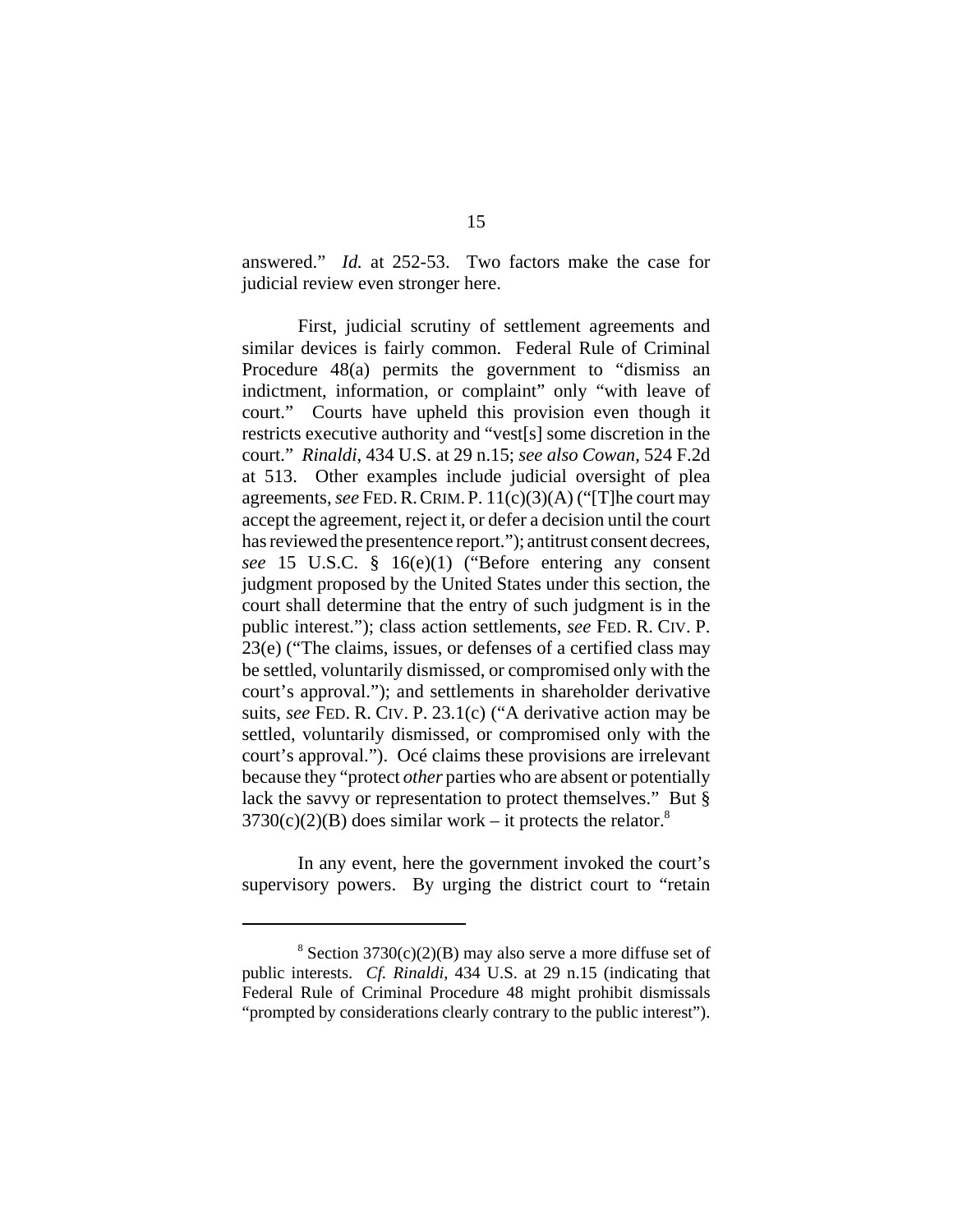answered." *Id.* at 252-53. Two factors make the case for judicial review even stronger here.

First, judicial scrutiny of settlement agreements and similar devices is fairly common. Federal Rule of Criminal Procedure 48(a) permits the government to "dismiss an indictment, information, or complaint" only "with leave of court." Courts have upheld this provision even though it restricts executive authority and "vest[s] some discretion in the court." *Rinaldi*, 434 U.S. at 29 n.15; *see also Cowan*, 524 F.2d at 513. Other examples include judicial oversight of plea agreements, *see* FED. R. CRIM. P. 11(c)(3)(A) ("[T]he court may accept the agreement, reject it, or defer a decision until the court has reviewed the presentence report."); antitrust consent decrees, *see* 15 U.S.C. § 16(e)(1) ("Before entering any consent judgment proposed by the United States under this section, the court shall determine that the entry of such judgment is in the public interest."); class action settlements, *see* FED. R. CIV. P. 23(e) ("The claims, issues, or defenses of a certified class may be settled, voluntarily dismissed, or compromised only with the court's approval."); and settlements in shareholder derivative suits, *see* FED. R. CIV. P. 23.1(c) ("A derivative action may be settled, voluntarily dismissed, or compromised only with the court's approval."). Océ claims these provisions are irrelevant because they "protect *other* parties who are absent or potentially lack the savvy or representation to protect themselves." But § 3730(c)(2)(B) does similar work – it protects the relator.[8]

In any event, here the government invoked the court's supervisory powers. By urging the district court to "retain

[8] Section 3730(c)(2)(B) may also serve a more diffuse set of public interests. *Cf. Rinaldi*, 434 U.S. at 29 n.15 (indicating that Federal Rule of Criminal Procedure 48 might prohibit dismissals "prompted by considerations clearly contrary to the public interest").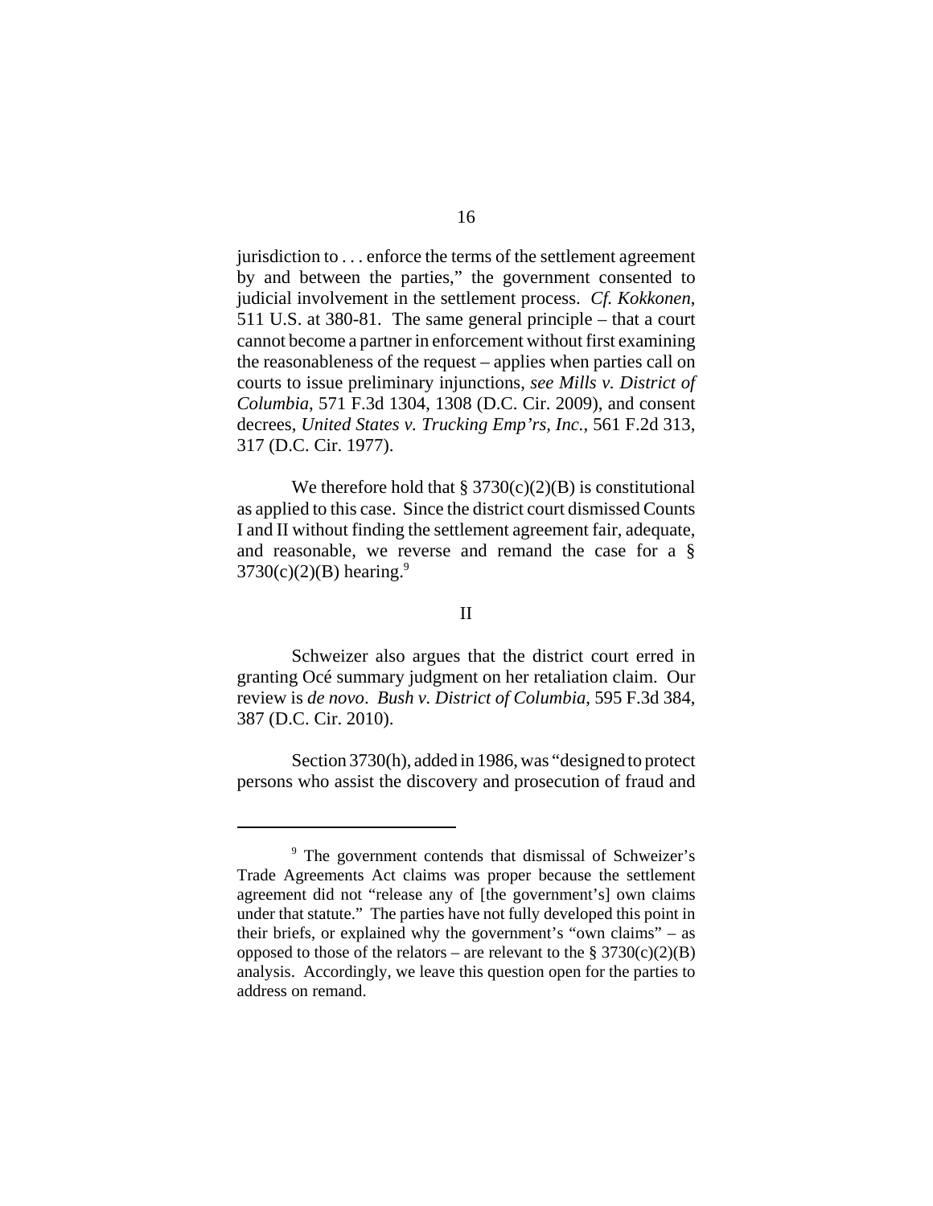jurisdiction to . . . enforce the terms of the settlement agreement by and between the parties," the government consented to judicial involvement in the settlement process. *Cf. Kokkonen*, 511 U.S. at 380-81. The same general principle – that a court cannot become a partner in enforcement without first examining the reasonableness of the request – applies when parties call on courts to issue preliminary injunctions, *see Mills v. District of Columbia*, 571 F.3d 1304, 1308 (D.C. Cir. 2009), and consent decrees, *United States v. Trucking Emp'rs, Inc.*, 561 F.2d 313, 317 (D.C. Cir. 1977).

We therefore hold that § 3730(c)(2)(B) is constitutional as applied to this case. Since the district court dismissed Counts I and II without finding the settlement agreement fair, adequate, and reasonable, we reverse and remand the case for a § 3730(c)(2)(B) hearing.[9]

## II

Schweizer also argues that the district court erred in granting Océ summary judgment on her retaliation claim. Our review is *de novo*. *Bush v. District of Columbia*, 595 F.3d 384, 387 (D.C. Cir. 2010).

Section 3730(h), added in 1986, was "designed to protect persons who assist the discovery and prosecution of fraud and

---

[9] The government contends that dismissal of Schweizer's Trade Agreements Act claims was proper because the settlement agreement did not "release any of [the government's] own claims under that statute." The parties have not fully developed this point in their briefs, or explained why the government's "own claims" – as opposed to those of the relators – are relevant to the § 3730(c)(2)(B) analysis. Accordingly, we leave this question open for the parties to address on remand.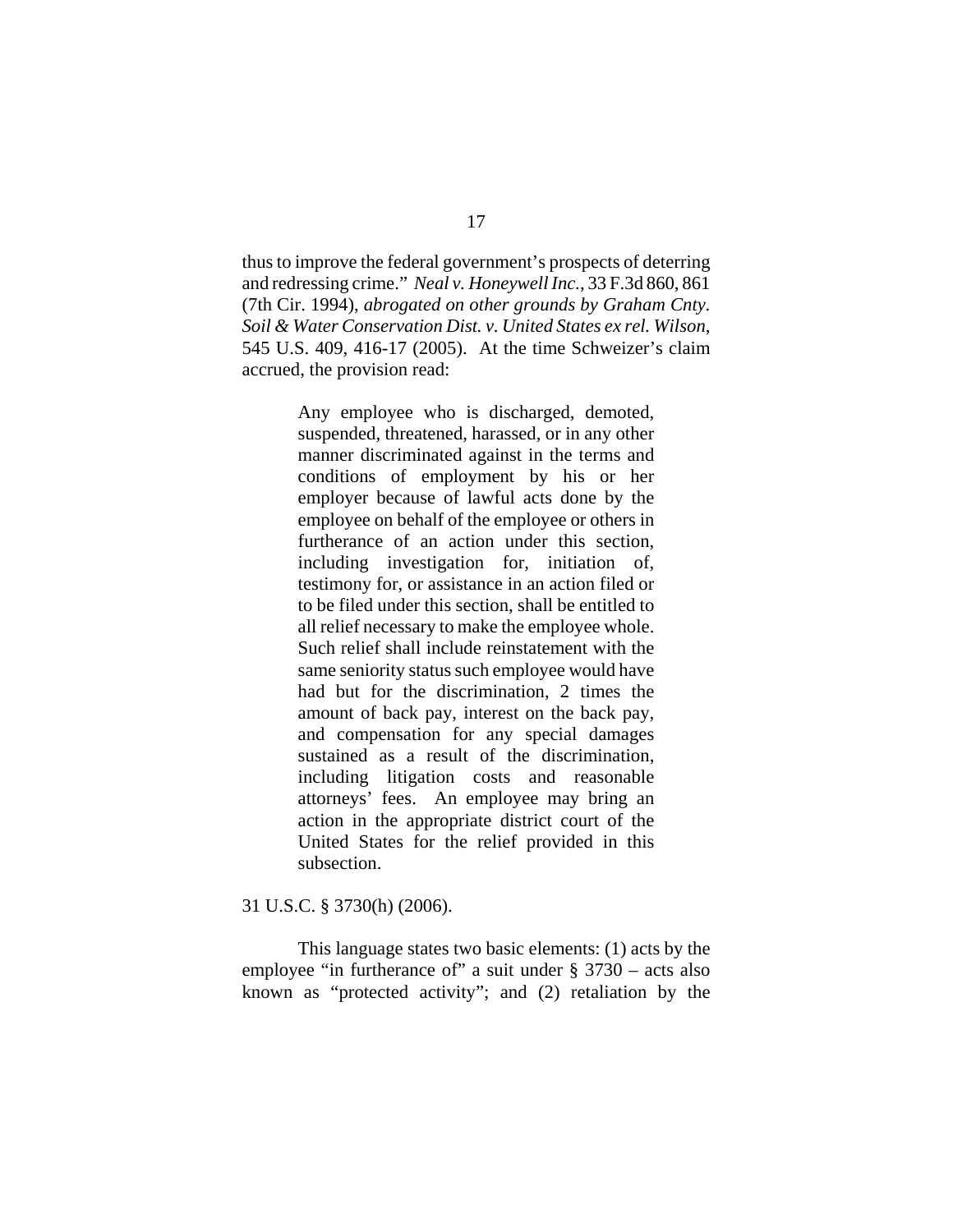thus to improve the federal government's prospects of deterring and redressing crime." *Neal v. Honeywell Inc.*, 33 F.3d 860, 861 (7th Cir. 1994), *abrogated on other grounds by Graham Cnty. Soil & Water Conservation Dist. v. United States ex rel. Wilson*, 545 U.S. 409, 416-17 (2005). At the time Schweizer's claim accrued, the provision read:

> Any employee who is discharged, demoted, suspended, threatened, harassed, or in any other manner discriminated against in the terms and conditions of employment by his or her employer because of lawful acts done by the employee on behalf of the employee or others in furtherance of an action under this section, including investigation for, initiation of, testimony for, or assistance in an action filed or to be filed under this section, shall be entitled to all relief necessary to make the employee whole. Such relief shall include reinstatement with the same seniority status such employee would have had but for the discrimination, 2 times the amount of back pay, interest on the back pay, and compensation for any special damages sustained as a result of the discrimination, including litigation costs and reasonable attorneys' fees. An employee may bring an action in the appropriate district court of the United States for the relief provided in this subsection.

31 U.S.C. § 3730(h) (2006).

This language states two basic elements: (1) acts by the employee "in furtherance of" a suit under § 3730 – acts also known as "protected activity"; and (2) retaliation by the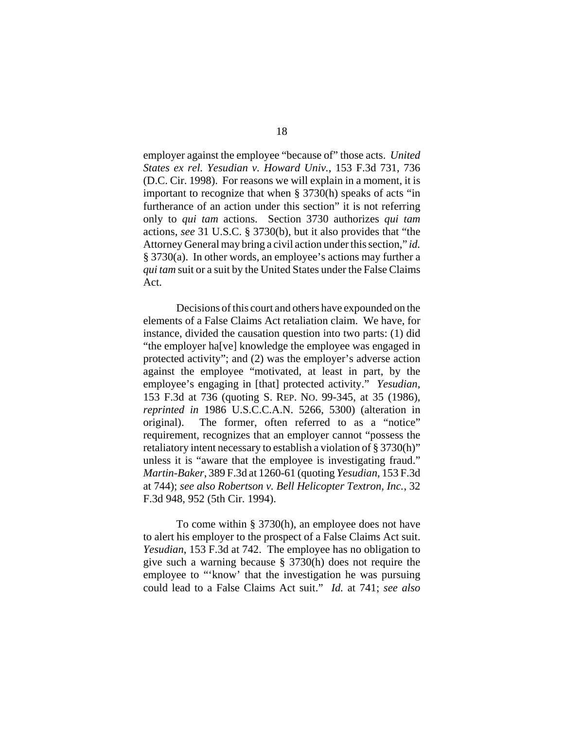employer against the employee "because of" those acts. *United States ex rel. Yesudian v. Howard Univ.*, 153 F.3d 731, 736 (D.C. Cir. 1998). For reasons we will explain in a moment, it is important to recognize that when § 3730(h) speaks of acts "in furtherance of an action under this section" it is not referring only to *qui tam* actions. Section 3730 authorizes *qui tam* actions, *see* 31 U.S.C. § 3730(b), but it also provides that "the Attorney General may bring a civil action under this section," *id.* § 3730(a). In other words, an employee's actions may further a *qui tam* suit or a suit by the United States under the False Claims Act.

Decisions of this court and others have expounded on the elements of a False Claims Act retaliation claim. We have, for instance, divided the causation question into two parts: (1) did "the employer ha[ve] knowledge the employee was engaged in protected activity"; and (2) was the employer's adverse action against the employee "motivated, at least in part, by the employee's engaging in [that] protected activity." *Yesudian*, 153 F.3d at 736 (quoting S. REP. NO. 99-345, at 35 (1986), *reprinted in* 1986 U.S.C.C.A.N. 5266, 5300) (alteration in original). The former, often referred to as a "notice" requirement, recognizes that an employer cannot "possess the retaliatory intent necessary to establish a violation of § 3730(h)" unless it is "aware that the employee is investigating fraud." *Martin-Baker*, 389 F.3d at 1260-61 (quoting *Yesudian*, 153 F.3d at 744); *see also Robertson v. Bell Helicopter Textron, Inc.*, 32 F.3d 948, 952 (5th Cir. 1994).

To come within § 3730(h), an employee does not have to alert his employer to the prospect of a False Claims Act suit. *Yesudian*, 153 F.3d at 742. The employee has no obligation to give such a warning because § 3730(h) does not require the employee to "'know' that the investigation he was pursuing could lead to a False Claims Act suit." *Id.* at 741; *see also*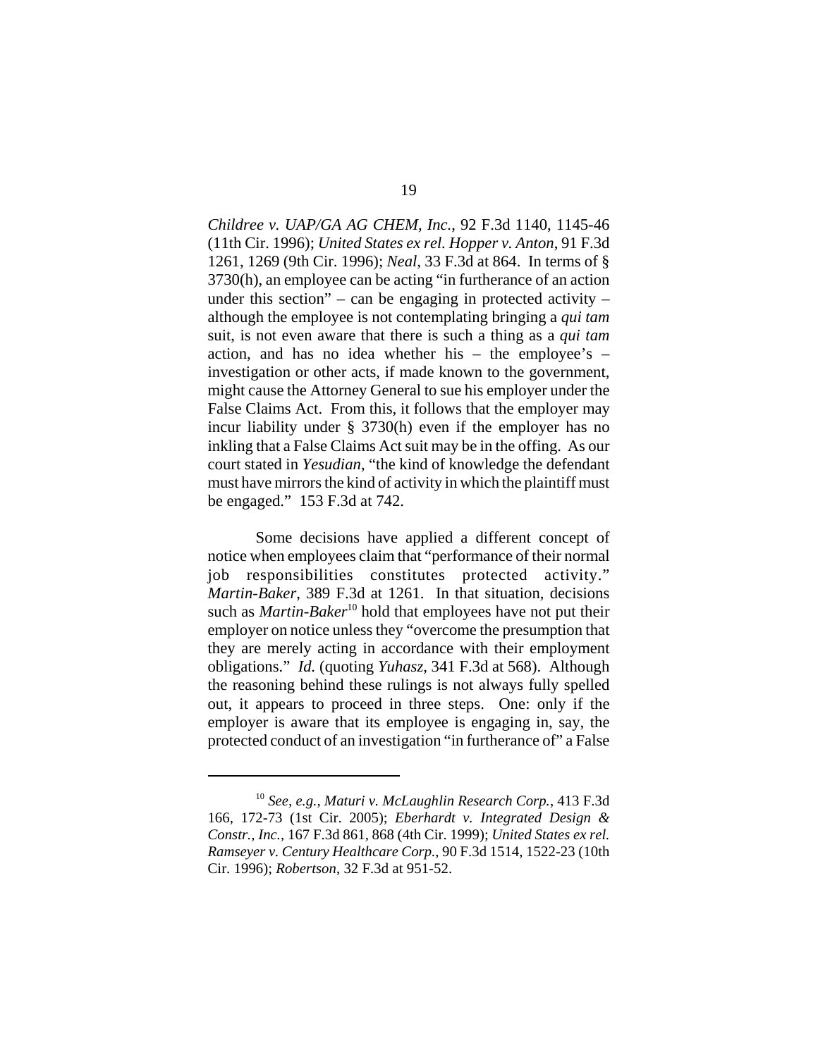*Childree v. UAP/GA AG CHEM, Inc.*, 92 F.3d 1140, 1145-46 (11th Cir. 1996); *United States ex rel. Hopper v. Anton*, 91 F.3d 1261, 1269 (9th Cir. 1996); *Neal*, 33 F.3d at 864. In terms of § 3730(h), an employee can be acting "in furtherance of an action under this section" – can be engaging in protected activity – although the employee is not contemplating bringing a *qui tam* suit, is not even aware that there is such a thing as a *qui tam* action, and has no idea whether his – the employee's – investigation or other acts, if made known to the government, might cause the Attorney General to sue his employer under the False Claims Act. From this, it follows that the employer may incur liability under § 3730(h) even if the employer has no inkling that a False Claims Act suit may be in the offing. As our court stated in *Yesudian*, "the kind of knowledge the defendant must have mirrors the kind of activity in which the plaintiff must be engaged." 153 F.3d at 742.

Some decisions have applied a different concept of notice when employees claim that "performance of their normal job responsibilities constitutes protected activity." *Martin-Baker*, 389 F.3d at 1261. In that situation, decisions such as *Martin-Baker*[10] hold that employees have not put their employer on notice unless they "overcome the presumption that they are merely acting in accordance with their employment obligations." *Id.* (quoting *Yuhasz*, 341 F.3d at 568). Although the reasoning behind these rulings is not always fully spelled out, it appears to proceed in three steps. One: only if the employer is aware that its employee is engaging in, say, the protected conduct of an investigation "in furtherance of" a False

---

[10] *See, e.g.*, *Maturi v. McLaughlin Research Corp.*, 413 F.3d 166, 172-73 (1st Cir. 2005); *Eberhardt v. Integrated Design & Constr., Inc.*, 167 F.3d 861, 868 (4th Cir. 1999); *United States ex rel. Ramseyer v. Century Healthcare Corp.*, 90 F.3d 1514, 1522-23 (10th Cir. 1996); *Robertson*, 32 F.3d at 951-52.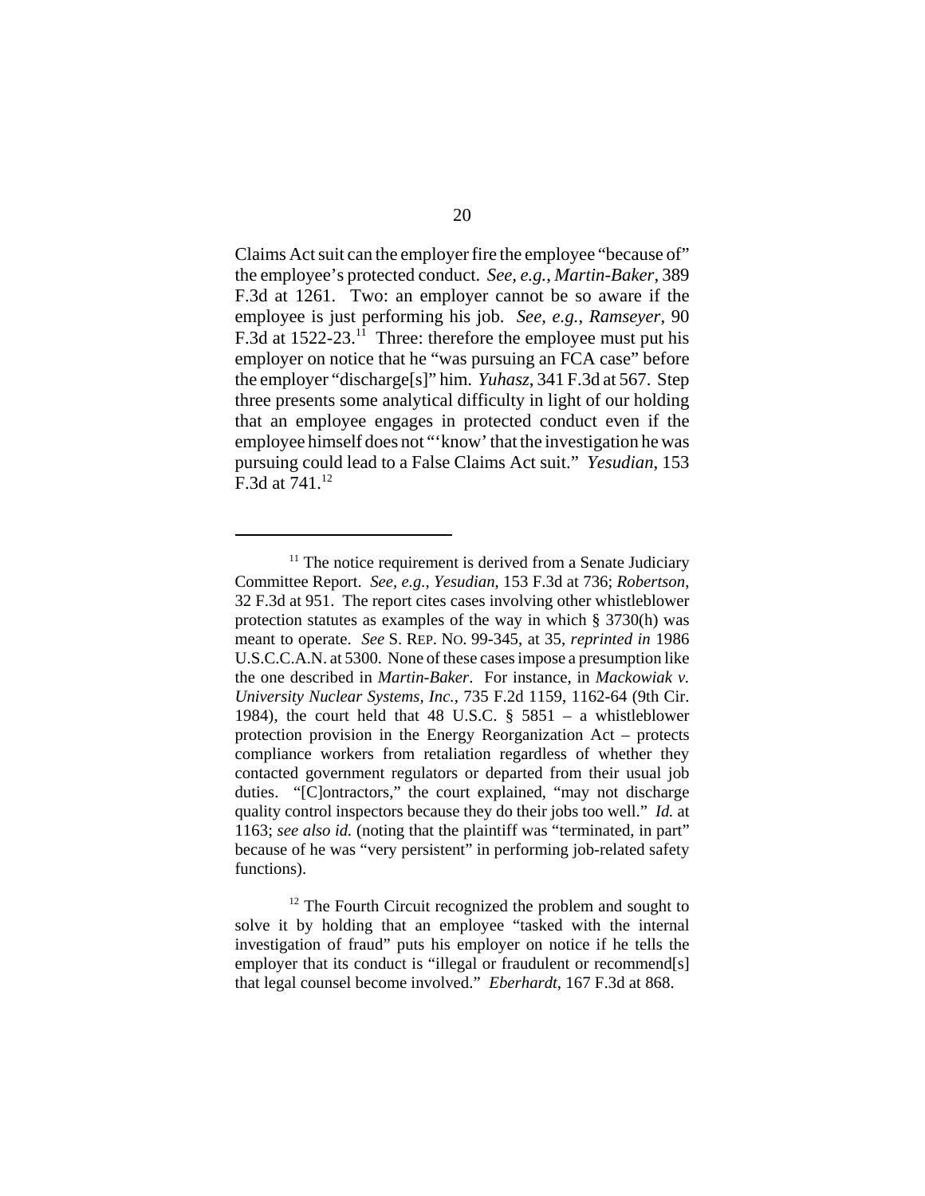Claims Act suit can the employer fire the employee "because of" the employee's protected conduct. *See, e.g.*, *Martin-Baker*, 389 F.3d at 1261. Two: an employer cannot be so aware if the employee is just performing his job. *See, e.g.*, *Ramseyer*, 90 F.3d at 1522-23.[11] Three: therefore the employee must put his employer on notice that he "was pursuing an FCA case" before the employer "discharge[s]" him. *Yuhasz*, 341 F.3d at 567. Step three presents some analytical difficulty in light of our holding that an employee engages in protected conduct even if the employee himself does not "'know' that the investigation he was pursuing could lead to a False Claims Act suit." *Yesudian*, 153 F.3d at 741.[12]

---

[11] The notice requirement is derived from a Senate Judiciary Committee Report. *See, e.g.*, *Yesudian*, 153 F.3d at 736; *Robertson*, 32 F.3d at 951. The report cites cases involving other whistleblower protection statutes as examples of the way in which § 3730(h) was meant to operate. *See* S. REP. NO. 99-345, at 35, *reprinted in* 1986 U.S.C.C.A.N. at 5300. None of these cases impose a presumption like the one described in *Martin-Baker*. For instance, in *Mackowiak v. University Nuclear Systems, Inc.*, 735 F.2d 1159, 1162-64 (9th Cir. 1984), the court held that 48 U.S.C. § 5851 – a whistleblower protection provision in the Energy Reorganization Act – protects compliance workers from retaliation regardless of whether they contacted government regulators or departed from their usual job duties. "[C]ontractors," the court explained, "may not discharge quality control inspectors because they do their jobs too well." *Id.* at 1163; *see also id.* (noting that the plaintiff was "terminated, in part" because of he was "very persistent" in performing job-related safety functions).

[12] The Fourth Circuit recognized the problem and sought to solve it by holding that an employee "tasked with the internal investigation of fraud" puts his employer on notice if he tells the employer that its conduct is "illegal or fraudulent or recommend[s] that legal counsel become involved." *Eberhardt*, 167 F.3d at 868.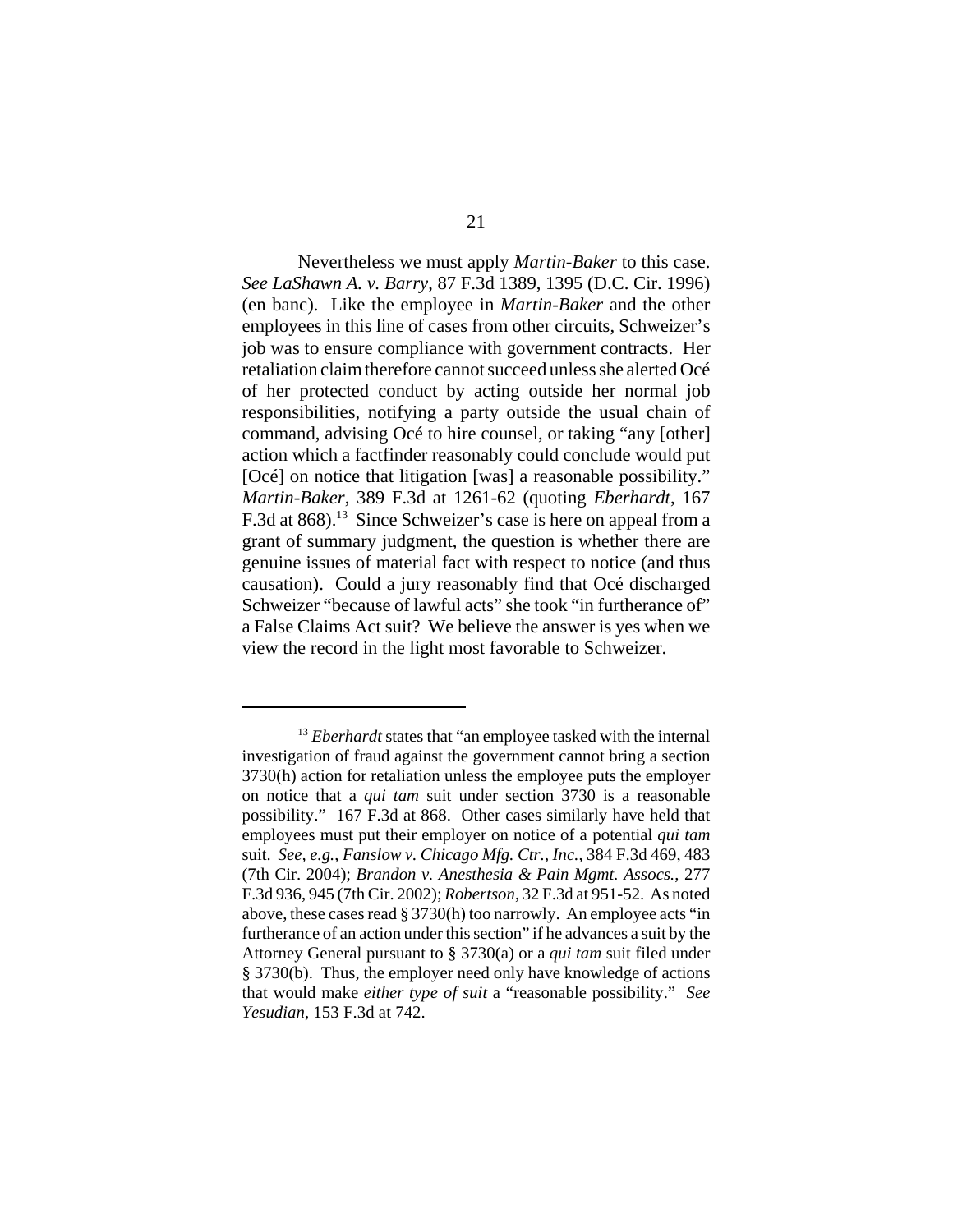Nevertheless we must apply *Martin-Baker* to this case. *See LaShawn A. v. Barry*, 87 F.3d 1389, 1395 (D.C. Cir. 1996) (en banc). Like the employee in *Martin-Baker* and the other employees in this line of cases from other circuits, Schweizer's job was to ensure compliance with government contracts. Her retaliation claim therefore cannot succeed unless she alerted Océ of her protected conduct by acting outside her normal job responsibilities, notifying a party outside the usual chain of command, advising Océ to hire counsel, or taking "any [other] action which a factfinder reasonably could conclude would put [Océ] on notice that litigation [was] a reasonable possibility." *Martin-Baker*, 389 F.3d at 1261-62 (quoting *Eberhardt*, 167 F.3d at 868).[13] Since Schweizer's case is here on appeal from a grant of summary judgment, the question is whether there are genuine issues of material fact with respect to notice (and thus causation). Could a jury reasonably find that Océ discharged Schweizer "because of lawful acts" she took "in furtherance of" a False Claims Act suit? We believe the answer is yes when we view the record in the light most favorable to Schweizer.

---

[13] *Eberhardt* states that "an employee tasked with the internal investigation of fraud against the government cannot bring a section 3730(h) action for retaliation unless the employee puts the employer on notice that a *qui tam* suit under section 3730 is a reasonable possibility." 167 F.3d at 868. Other cases similarly have held that employees must put their employer on notice of a potential *qui tam* suit. *See, e.g.*, *Fanslow v. Chicago Mfg. Ctr., Inc.*, 384 F.3d 469, 483 (7th Cir. 2004); *Brandon v. Anesthesia & Pain Mgmt. Assocs.*, 277 F.3d 936, 945 (7th Cir. 2002); *Robertson*, 32 F.3d at 951-52. As noted above, these cases read § 3730(h) too narrowly. An employee acts "in furtherance of an action under this section" if he advances a suit by the Attorney General pursuant to § 3730(a) or a *qui tam* suit filed under § 3730(b). Thus, the employer need only have knowledge of actions that would make *either type of suit* a "reasonable possibility." *See Yesudian*, 153 F.3d at 742.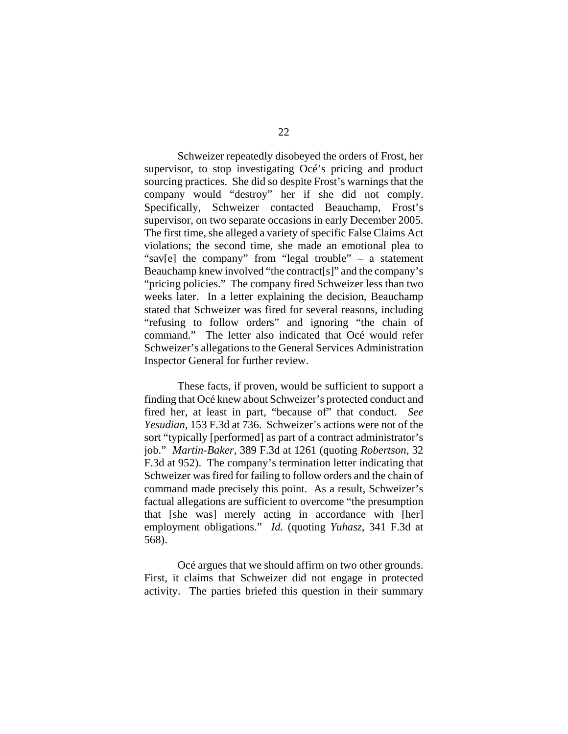Schweizer repeatedly disobeyed the orders of Frost, her supervisor, to stop investigating Océ's pricing and product sourcing practices. She did so despite Frost's warnings that the company would "destroy" her if she did not comply. Specifically, Schweizer contacted Beauchamp, Frost's supervisor, on two separate occasions in early December 2005. The first time, she alleged a variety of specific False Claims Act violations; the second time, she made an emotional plea to "sav[e] the company" from "legal trouble" – a statement Beauchamp knew involved "the contract[s]" and the company's "pricing policies." The company fired Schweizer less than two weeks later. In a letter explaining the decision, Beauchamp stated that Schweizer was fired for several reasons, including "refusing to follow orders" and ignoring "the chain of command." The letter also indicated that Océ would refer Schweizer's allegations to the General Services Administration Inspector General for further review.

These facts, if proven, would be sufficient to support a finding that Océ knew about Schweizer's protected conduct and fired her, at least in part, "because of" that conduct. *See Yesudian*, 153 F.3d at 736. Schweizer's actions were not of the sort "typically [performed] as part of a contract administrator's job." *Martin-Baker*, 389 F.3d at 1261 (quoting *Robertson*, 32 F.3d at 952). The company's termination letter indicating that Schweizer was fired for failing to follow orders and the chain of command made precisely this point. As a result, Schweizer's factual allegations are sufficient to overcome "the presumption that [she was] merely acting in accordance with [her] employment obligations." *Id.* (quoting *Yuhasz*, 341 F.3d at 568).

Océ argues that we should affirm on two other grounds. First, it claims that Schweizer did not engage in protected activity. The parties briefed this question in their summary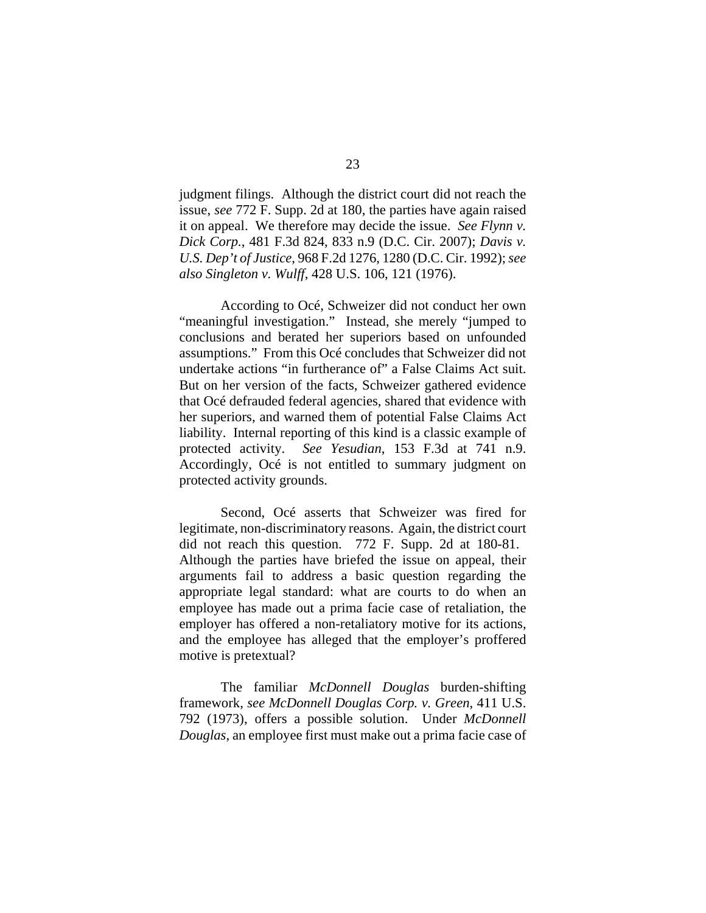judgment filings. Although the district court did not reach the issue, *see* 772 F. Supp. 2d at 180, the parties have again raised it on appeal. We therefore may decide the issue. *See Flynn v. Dick Corp.*, 481 F.3d 824, 833 n.9 (D.C. Cir. 2007); *Davis v. U.S. Dep't of Justice*, 968 F.2d 1276, 1280 (D.C. Cir. 1992); *see also Singleton v. Wulff*, 428 U.S. 106, 121 (1976).

According to Océ, Schweizer did not conduct her own "meaningful investigation." Instead, she merely "jumped to conclusions and berated her superiors based on unfounded assumptions." From this Océ concludes that Schweizer did not undertake actions "in furtherance of" a False Claims Act suit. But on her version of the facts, Schweizer gathered evidence that Océ defrauded federal agencies, shared that evidence with her superiors, and warned them of potential False Claims Act liability. Internal reporting of this kind is a classic example of protected activity. *See Yesudian*, 153 F.3d at 741 n.9. Accordingly, Océ is not entitled to summary judgment on protected activity grounds.

Second, Océ asserts that Schweizer was fired for legitimate, non-discriminatory reasons. Again, the district court did not reach this question. 772 F. Supp. 2d at 180-81. Although the parties have briefed the issue on appeal, their arguments fail to address a basic question regarding the appropriate legal standard: what are courts to do when an employee has made out a prima facie case of retaliation, the employer has offered a non-retaliatory motive for its actions, and the employee has alleged that the employer's proffered motive is pretextual?

The familiar *McDonnell Douglas* burden-shifting framework, *see McDonnell Douglas Corp. v. Green*, 411 U.S. 792 (1973), offers a possible solution. Under *McDonnell Douglas*, an employee first must make out a prima facie case of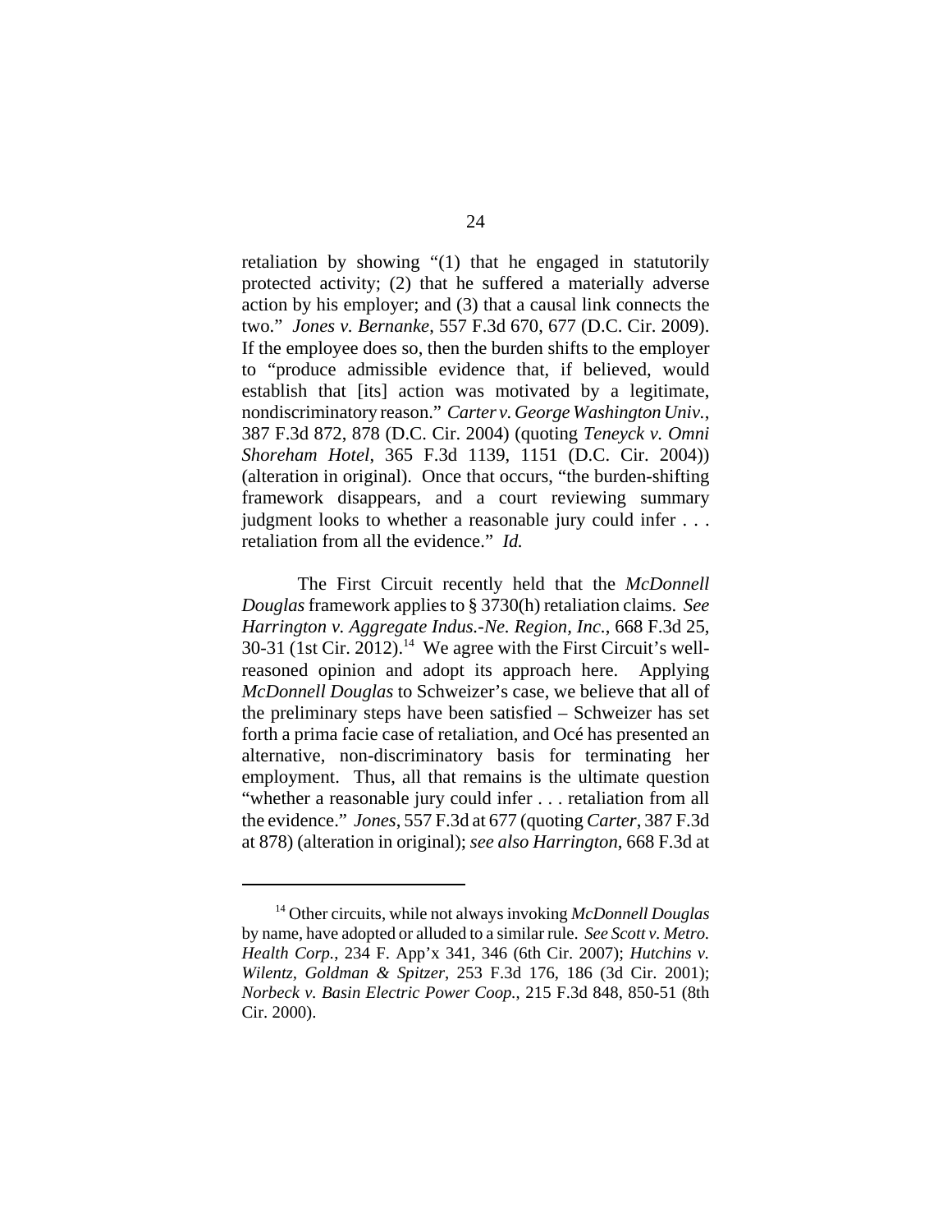retaliation by showing "(1) that he engaged in statutorily protected activity; (2) that he suffered a materially adverse action by his employer; and (3) that a causal link connects the two." *Jones v. Bernanke*, 557 F.3d 670, 677 (D.C. Cir. 2009). If the employee does so, then the burden shifts to the employer to "produce admissible evidence that, if believed, would establish that [its] action was motivated by a legitimate, nondiscriminatory reason." *Carter v. George Washington Univ.*, 387 F.3d 872, 878 (D.C. Cir. 2004) (quoting *Teneyck v. Omni Shoreham Hotel*, 365 F.3d 1139, 1151 (D.C. Cir. 2004)) (alteration in original). Once that occurs, "the burden-shifting framework disappears, and a court reviewing summary judgment looks to whether a reasonable jury could infer . . . retaliation from all the evidence." *Id.*

The First Circuit recently held that the *McDonnell Douglas* framework applies to § 3730(h) retaliation claims. *See Harrington v. Aggregate Indus.-Ne. Region, Inc.*, 668 F.3d 25, 30-31 (1st Cir. 2012).[14] We agree with the First Circuit's well-reasoned opinion and adopt its approach here. Applying *McDonnell Douglas* to Schweizer's case, we believe that all of the preliminary steps have been satisfied – Schweizer has set forth a prima facie case of retaliation, and Océ has presented an alternative, non-discriminatory basis for terminating her employment. Thus, all that remains is the ultimate question "whether a reasonable jury could infer . . . retaliation from all the evidence." *Jones*, 557 F.3d at 677 (quoting *Carter*, 387 F.3d at 878) (alteration in original); *see also Harrington*, 668 F.3d at

---

[14] Other circuits, while not always invoking *McDonnell Douglas* by name, have adopted or alluded to a similar rule. *See Scott v. Metro. Health Corp.*, 234 F. App'x 341, 346 (6th Cir. 2007); *Hutchins v. Wilentz, Goldman & Spitzer*, 253 F.3d 176, 186 (3d Cir. 2001); *Norbeck v. Basin Electric Power Coop.*, 215 F.3d 848, 850-51 (8th Cir. 2000).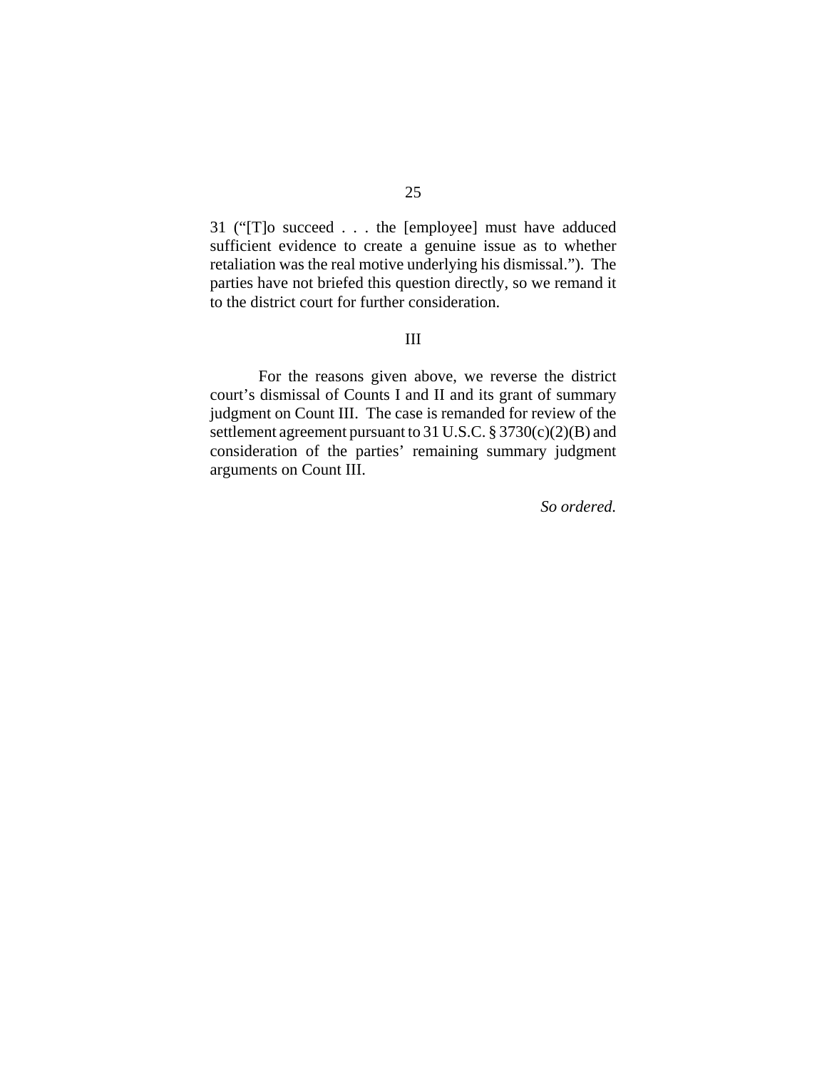31 ("[T]o succeed . . . the [employee] must have adduced sufficient evidence to create a genuine issue as to whether retaliation was the real motive underlying his dismissal."). The parties have not briefed this question directly, so we remand it to the district court for further consideration.

## III

For the reasons given above, we reverse the district court's dismissal of Counts I and II and its grant of summary judgment on Count III. The case is remanded for review of the settlement agreement pursuant to 31 U.S.C. § 3730(c)(2)(B) and consideration of the parties' remaining summary judgment arguments on Count III.

*So ordered.*